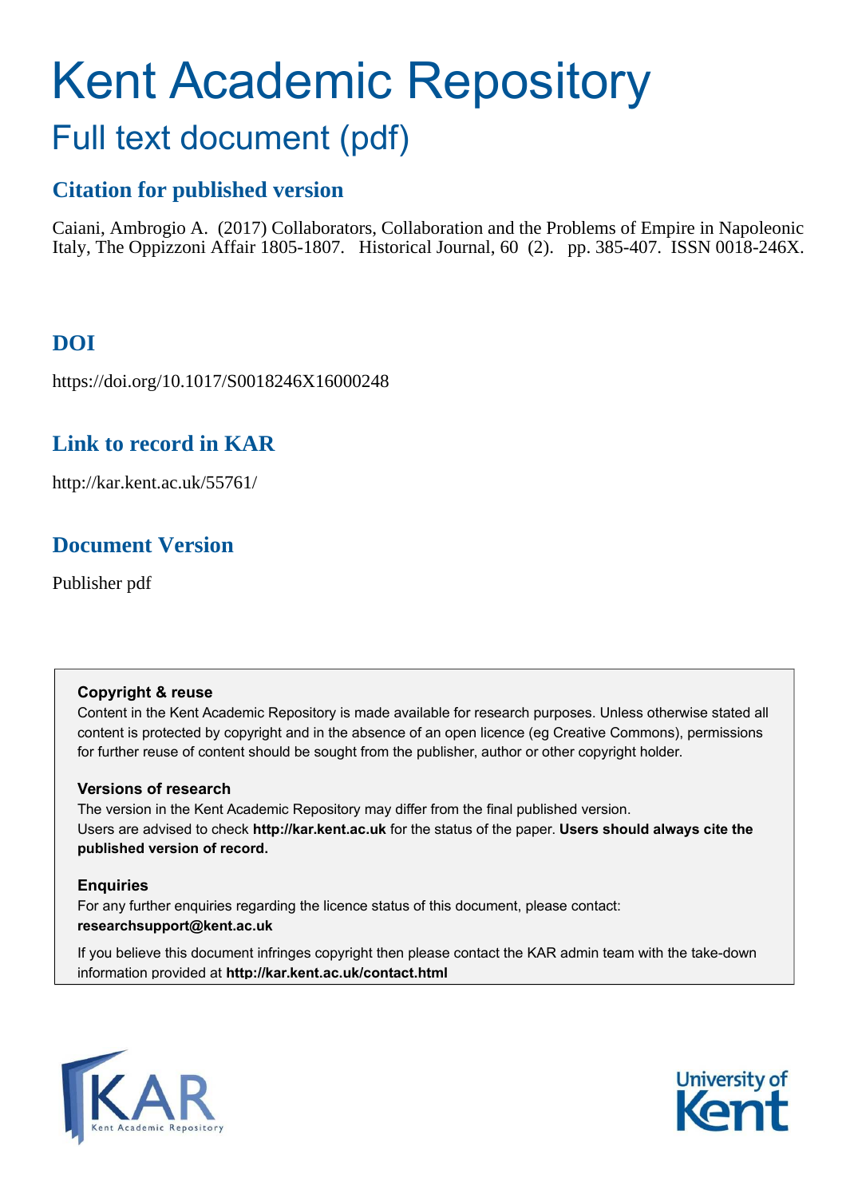# Kent Academic Repository

## Full text document (pdf)

### Citation for published version

Caiani, Ambrogio A. (2017) Collaborators, Collaboration and the Problems of Empire in Napoleonic Italy, The Oppizzoni Affair 1805-1807. Historical Journal, 60 (2). pp. 385-407. ISSN 0018-246X.

### DOI

https://doi.org/10.1017/S0018246X16000248

### Link to record in KAR

http://kar.kent.ac.uk/55761/

### Document Version

Publisher pdf

**Copyright & reuse**

Content in the Kent Academic Repository is made available for research purposes. Unless otherwise stated all content is protected by copyright and in the absence of an open licence (eg Creative Commons), permissions for further reuse of content should be sought from the publisher, author or other copyright holder.

**Versions of research**

The version in the Kent Academic Repository may differ from the final published version. Users are advised to check **http://kar.kent.ac.uk** for the status of the paper. **Users should always cite the published version of record.**

**Enquiries**

For any further enquiries regarding the licence status of this document, please contact: **researchsupport@kent.ac.uk**

If you believe this document infringes copyright then please contact the KAR admin team with the take-down information provided at **http://kar.kent.ac.uk/contact.html**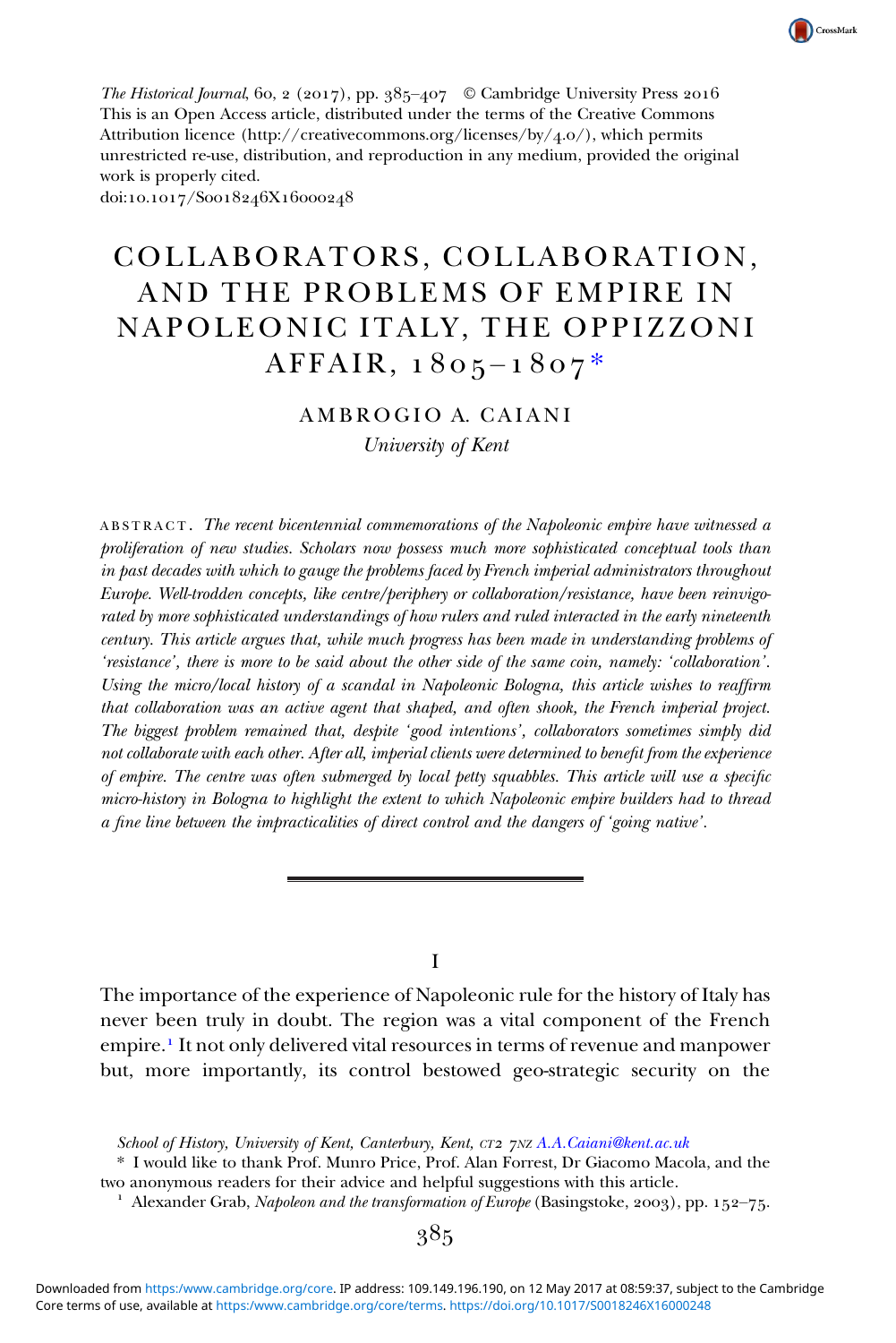*The Historical Journal*, 60, 2 (2017), pp. 385–407 © Cambridge University Press 2016
This is an Open Access article, distributed under the terms of the Creative Commons Attribution licence (http://creativecommons.org/licenses/by/4.0/), which permits unrestricted re-use, distribution, and reproduction in any medium, provided the original work is properly cited.
doi:10.1017/S0018246X16000248

# COLLABORATORS, COLLABORATION, AND THE PROBLEMS OF EMPIRE IN NAPOLEONIC ITALY, THE OPPIZZONI AFFAIR, 1805–1807*

AMBROGIO A. CAIANI

*University of Kent*

ABSTRACT. *The recent bicentennial commemorations of the Napoleonic empire have witnessed a proliferation of new studies. Scholars now possess much more sophisticated conceptual tools than in past decades with which to gauge the problems faced by French imperial administrators throughout Europe. Well-trodden concepts, like centre/periphery or collaboration/resistance, have been reinvigorated by more sophisticated understandings of how rulers and ruled interacted in the early nineteenth century. This article argues that, while much progress has been made in understanding problems of 'resistance', there is more to be said about the other side of the same coin, namely: 'collaboration'. Using the micro/local history of a scandal in Napoleonic Bologna, this article wishes to reaffirm that collaboration was an active agent that shaped, and often shook, the French imperial project. The biggest problem remained that, despite 'good intentions', collaborators sometimes simply did not collaborate with each other. After all, imperial clients were determined to benefit from the experience of empire. The centre was often submerged by local petty squabbles. This article will use a specific micro-history in Bologna to highlight the extent to which Napoleonic empire builders had to thread a fine line between the impracticalities of direct control and the dangers of 'going native'.*

## I

The importance of the experience of Napoleonic rule for the history of Italy has never been truly in doubt. The region was a vital component of the French empire.[1] It not only delivered vital resources in terms of revenue and manpower but, more importantly, its control bestowed geo-strategic security on the

School of History, University of Kent, Canterbury, Kent, CT2 7NZ A.A.Caiani@kent.ac.uk

\* I would like to thank Prof. Munro Price, Prof. Alan Forrest, Dr Giacomo Macola, and the two anonymous readers for their advice and helpful suggestions with this article.

[1] Alexander Grab, *Napoleon and the transformation of Europe* (Basingstoke, 2003), pp. 152–75.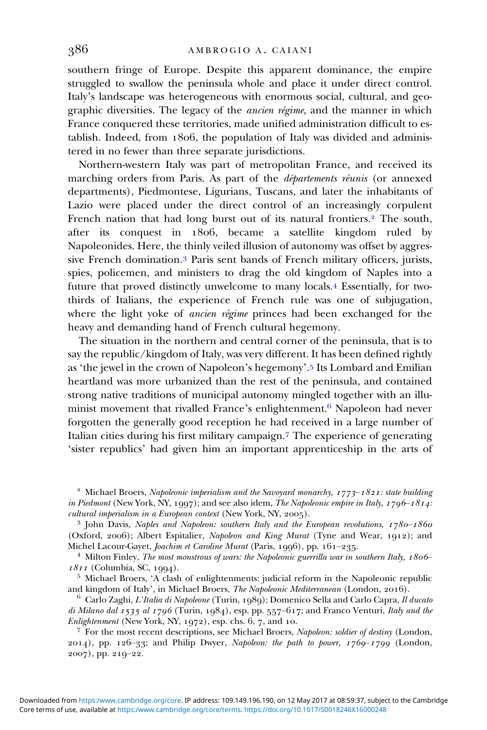southern fringe of Europe. Despite this apparent dominance, the empire struggled to swallow the peninsula whole and place it under direct control. Italy's landscape was heterogeneous with enormous social, cultural, and geographic diversities. The legacy of the *ancien régime*, and the manner in which France conquered these territories, made unified administration difficult to establish. Indeed, from 1806, the population of Italy was divided and administered in no fewer than three separate jurisdictions.

Northern-western Italy was part of metropolitan France, and received its marching orders from Paris. As part of the *départements réunis* (or annexed departments), Piedmontese, Ligurians, Tuscans, and later the inhabitants of Lazio were placed under the direct control of an increasingly corpulent French nation that had long burst out of its natural frontiers.[2] The south, after its conquest in 1806, became a satellite kingdom ruled by Napoleonides. Here, the thinly veiled illusion of autonomy was offset by aggressive French domination.[3] Paris sent bands of French military officers, jurists, spies, policemen, and ministers to drag the old kingdom of Naples into a future that proved distinctly unwelcome to many locals.[4] Essentially, for two-thirds of Italians, the experience of French rule was one of subjugation, where the light yoke of *ancien régime* princes had been exchanged for the heavy and demanding hand of French cultural hegemony.

The situation in the northern and central corner of the peninsula, that is to say the republic/kingdom of Italy, was very different. It has been defined rightly as 'the jewel in the crown of Napoleon's hegemony'.[5] Its Lombard and Emilian heartland was more urbanized than the rest of the peninsula, and contained strong native traditions of municipal autonomy mingled together with an illuminist movement that rivalled France's enlightenment.[6] Napoleon had never forgotten the generally good reception he had received in a large number of Italian cities during his first military campaign.[7] The experience of generating 'sister republics' had given him an important apprenticeship in the arts of

[2] Michael Broers, *Napoleonic imperialism and the Savoyard monarchy, 1773–1821: state building in Piedmont* (New York, NY, 1997); and see also idem, *The Napoleonic empire in Italy, 1796–1814: cultural imperialism in a European context* (New York, NY, 2005).

[3] John Davis, *Naples and Napoleon: southern Italy and the European revolutions, 1780–1860* (Oxford, 2006); Albert Espitalier, *Napoleon and King Murat* (Tyne and Wear, 1912); and Michel Lacour-Gayet, *Joachim et Caroline Murat* (Paris, 1996), pp. 161–235.

[4] Milton Finley, *The most monstrous of wars: the Napoleonic guerrilla war in southern Italy, 1806–1811* (Columbia, SC, 1994).

[5] Michael Broers, 'A clash of enlightenments: judicial reform in the Napoleonic republic and kingdom of Italy', in Michael Broers, *The Napoleonic Mediterranean* (London, 2016).

[6] Carlo Zaghi, *L'Italia di Napoleone* (Turin, 1989); Domenico Sella and Carlo Capra, *Il ducato di Milano dal 1535 al 1796* (Turin, 1984), esp. pp. 557–617; and Franco Venturi, *Italy and the Enlightenment* (New York, NY, 1972), esp. chs. 6, 7, and 10.

[7] For the most recent descriptions, see Michael Broers, *Napoleon: soldier of destiny* (London, 2014), pp. 126–33; and Philip Dwyer, *Napoleon: the path to power, 1769–1799* (London, 2007), pp. 219–22.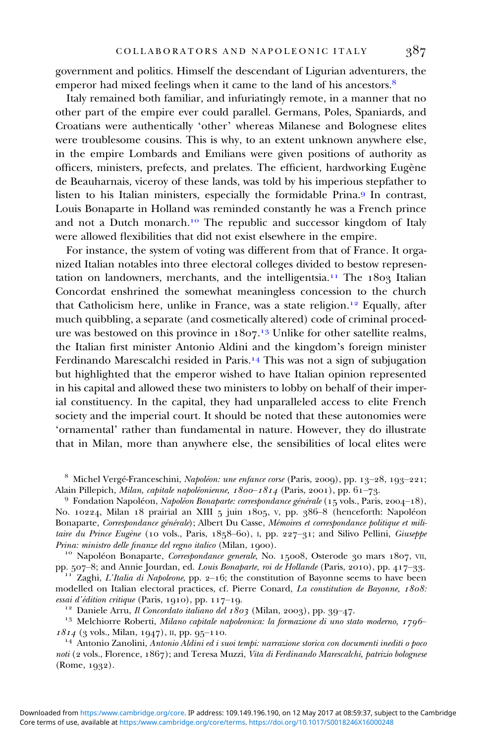government and politics. Himself the descendant of Ligurian adventurers, the emperor had mixed feelings when it came to the land of his ancestors.[8]

Italy remained both familiar, and infuriatingly remote, in a manner that no other part of the empire ever could parallel. Germans, Poles, Spaniards, and Croatians were authentically 'other' whereas Milanese and Bolognese elites were troublesome cousins. This is why, to an extent unknown anywhere else, in the empire Lombards and Emilians were given positions of authority as officers, ministers, prefects, and prelates. The efficient, hardworking Eugène de Beauharnais, viceroy of these lands, was told by his imperious stepfather to listen to his Italian ministers, especially the formidable Prina.[9] In contrast, Louis Bonaparte in Holland was reminded constantly he was a French prince and not a Dutch monarch.[10] The republic and successor kingdom of Italy were allowed flexibilities that did not exist elsewhere in the empire.

For instance, the system of voting was different from that of France. It organized Italian notables into three electoral colleges divided to bestow representation on landowners, merchants, and the intelligentsia.[11] The 1803 Italian Concordat enshrined the somewhat meaningless concession to the church that Catholicism here, unlike in France, was a state religion.[12] Equally, after much quibbling, a separate (and cosmetically altered) code of criminal procedure was bestowed on this province in 1807.[13] Unlike for other satellite realms, the Italian first minister Antonio Aldini and the kingdom's foreign minister Ferdinando Marescalchi resided in Paris.[14] This was not a sign of subjugation but highlighted that the emperor wished to have Italian opinion represented in his capital and allowed these two ministers to lobby on behalf of their imperial constituency. In the capital, they had unparalleled access to elite French society and the imperial court. It should be noted that these autonomies were 'ornamental' rather than fundamental in nature. However, they do illustrate that in Milan, more than anywhere else, the sensibilities of local elites were

---

[8] Michel Vergé-Franceschini, *Napoléon: une enfance corse* (Paris, 2009), pp. 13–28, 193–221; Alain Pillepich, *Milan, capitale napoléonienne, 1800–1814* (Paris, 2001), pp. 61–73.

[9] Fondation Napoléon, *Napoléon Bonaparte: correspondance générale* (15 vols., Paris, 2004–18), No. 10224, Milan 18 prairial an XIII 5 juin 1805, V, pp. 386–8 (henceforth: Napoléon Bonaparte, *Correspondance générale*); Albert Du Casse, *Mémoires et correspondance politique et militaire du Prince Eugène* (10 vols., Paris, 1858–60), I, pp. 227–31; and Silivo Pellini, *Giuseppe Prina: ministro delle finanze del regno italico* (Milan, 1900).

[10] Napoléon Bonaparte, *Correspondance generale*, No. 15008, Osterode 30 mars 1807, VII, pp. 507–8; and Annie Jourdan, ed. *Louis Bonaparte, roi de Hollande* (Paris, 2010), pp. 417–33.

[11] Zaghi, *L'Italia di Napoleone*, pp. 2–16; the constitution of Bayonne seems to have been modelled on Italian electoral practices, cf. Pierre Conard, *La constitution de Bayonne, 1808: essai d'édition critique* (Paris, 1910), pp. 117–19.

[12] Daniele Arru, *Il Concordato italiano del 1803* (Milan, 2003), pp. 39–47.

[13] Melchiorre Roberti, *Milano capitale napoleonica: la formazione di uno stato moderno, 1796–1814* (3 vols., Milan, 1947), II, pp. 95–110.

[14] Antonio Zanolini, *Antonio Aldini ed i suoi tempi: narrazione storica con documenti inediti o poco noti* (2 vols., Florence, 1867); and Teresa Muzzi, *Vita di Ferdinando Marescalchi, patrizio bolognese* (Rome, 1932).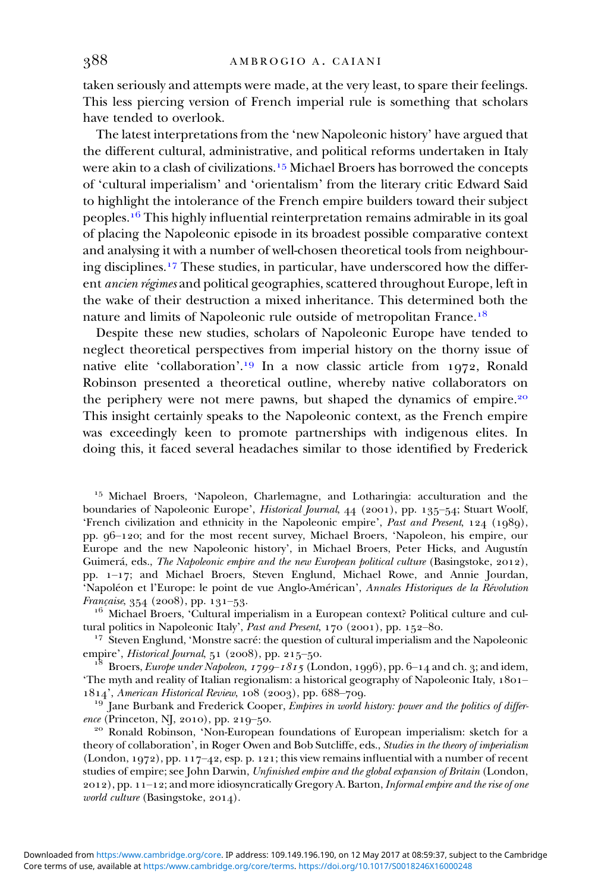taken seriously and attempts were made, at the very least, to spare their feelings. This less piercing version of French imperial rule is something that scholars have tended to overlook.

The latest interpretations from the 'new Napoleonic history' have argued that the different cultural, administrative, and political reforms undertaken in Italy were akin to a clash of civilizations.[15] Michael Broers has borrowed the concepts of 'cultural imperialism' and 'orientalism' from the literary critic Edward Said to highlight the intolerance of the French empire builders toward their subject peoples.[16] This highly influential reinterpretation remains admirable in its goal of placing the Napoleonic episode in its broadest possible comparative context and analysing it with a number of well-chosen theoretical tools from neighbouring disciplines.[17] These studies, in particular, have underscored how the different *ancien régimes* and political geographies, scattered throughout Europe, left in the wake of their destruction a mixed inheritance. This determined both the nature and limits of Napoleonic rule outside of metropolitan France.[18]

Despite these new studies, scholars of Napoleonic Europe have tended to neglect theoretical perspectives from imperial history on the thorny issue of native elite 'collaboration'.[19] In a now classic article from 1972, Ronald Robinson presented a theoretical outline, whereby native collaborators on the periphery were not mere pawns, but shaped the dynamics of empire.[20] This insight certainly speaks to the Napoleonic context, as the French empire was exceedingly keen to promote partnerships with indigenous elites. In doing this, it faced several headaches similar to those identified by Frederick

---

[15] Michael Broers, 'Napoleon, Charlemagne, and Lotharingia: acculturation and the boundaries of Napoleonic Europe', *Historical Journal*, 44 (2001), pp. 135–54; Stuart Woolf, 'French civilization and ethnicity in the Napoleonic empire', *Past and Present*, 124 (1989), pp. 96–120; and for the most recent survey, Michael Broers, 'Napoleon, his empire, our Europe and the new Napoleonic history', in Michael Broers, Peter Hicks, and Augustín Guimerá, eds., *The Napoleonic empire and the new European political culture* (Basingstoke, 2012), pp. 1–17; and Michael Broers, Steven Englund, Michael Rowe, and Annie Jourdan, 'Napoléon et l'Europe: le point de vue Anglo-Américan', *Annales Historiques de la Révolution Française*, 354 (2008), pp. 131–53.

[16] Michael Broers, 'Cultural imperialism in a European context? Political culture and cultural politics in Napoleonic Italy', *Past and Present*, 170 (2001), pp. 152–80.

[17] Steven Englund, 'Monstre sacré: the question of cultural imperialism and the Napoleonic empire', *Historical Journal*, 51 (2008), pp. 215–50.

[18] Broers, *Europe under Napoleon, 1799–1815* (London, 1996), pp. 6–14 and ch. 3; and idem, 'The myth and reality of Italian regionalism: a historical geography of Napoleonic Italy, 1801–1814', *American Historical Review*, 108 (2003), pp. 688–709.

[19] Jane Burbank and Frederick Cooper, *Empires in world history: power and the politics of difference* (Princeton, NJ, 2010), pp. 219–50.

[20] Ronald Robinson, 'Non-European foundations of European imperialism: sketch for a theory of collaboration', in Roger Owen and Bob Sutcliffe, eds., *Studies in the theory of imperialism* (London, 1972), pp. 117–42, esp. p. 121; this view remains influential with a number of recent studies of empire; see John Darwin, *Unfinished empire and the global expansion of Britain* (London, 2012), pp. 11–12; and more idiosyncratically Gregory A. Barton, *Informal empire and the rise of one world culture* (Basingstoke, 2014).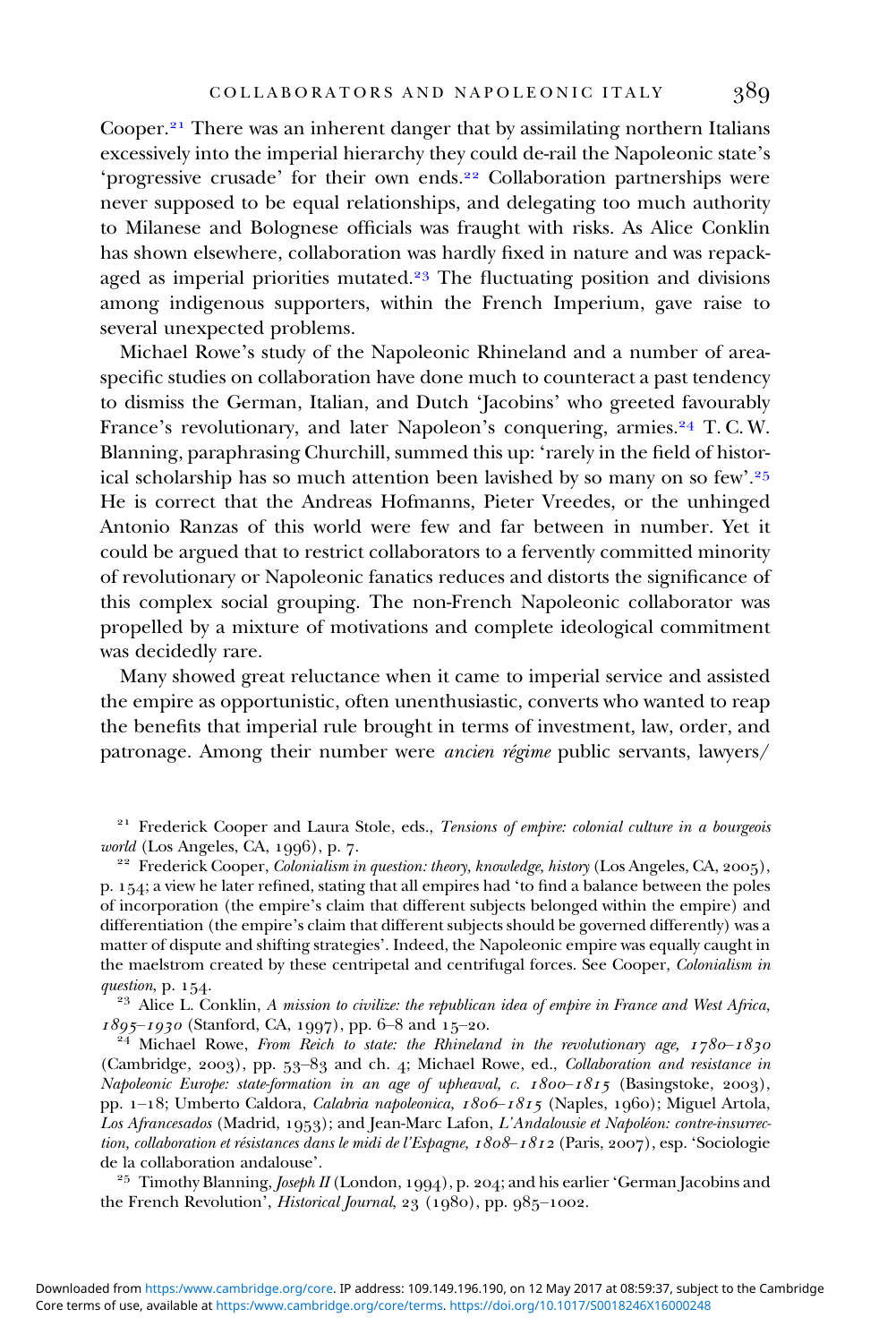Cooper.[21] There was an inherent danger that by assimilating northern Italians excessively into the imperial hierarchy they could de-rail the Napoleonic state's 'progressive crusade' for their own ends.[22] Collaboration partnerships were never supposed to be equal relationships, and delegating too much authority to Milanese and Bolognese officials was fraught with risks. As Alice Conklin has shown elsewhere, collaboration was hardly fixed in nature and was repackaged as imperial priorities mutated.[23] The fluctuating position and divisions among indigenous supporters, within the French Imperium, gave raise to several unexpected problems.

Michael Rowe's study of the Napoleonic Rhineland and a number of area-specific studies on collaboration have done much to counteract a past tendency to dismiss the German, Italian, and Dutch 'Jacobins' who greeted favourably France's revolutionary, and later Napoleon's conquering, armies.[24] T. C. W. Blanning, paraphrasing Churchill, summed this up: 'rarely in the field of historical scholarship has so much attention been lavished by so many on so few'.[25] He is correct that the Andreas Hofmanns, Pieter Vreedes, or the unhinged Antonio Ranzas of this world were few and far between in number. Yet it could be argued that to restrict collaborators to a fervently committed minority of revolutionary or Napoleonic fanatics reduces and distorts the significance of this complex social grouping. The non-French Napoleonic collaborator was propelled by a mixture of motivations and complete ideological commitment was decidedly rare.

Many showed great reluctance when it came to imperial service and assisted the empire as opportunistic, often unenthusiastic, converts who wanted to reap the benefits that imperial rule brought in terms of investment, law, order, and patronage. Among their number were *ancien régime* public servants, lawyers/

[21] Frederick Cooper and Laura Stole, eds., *Tensions of empire: colonial culture in a bourgeois world* (Los Angeles, CA, 1996), p. 7.

[22] Frederick Cooper, *Colonialism in question: theory, knowledge, history* (Los Angeles, CA, 2005), p. 154; a view he later refined, stating that all empires had 'to find a balance between the poles of incorporation (the empire's claim that different subjects belonged within the empire) and differentiation (the empire's claim that different subjects should be governed differently) was a matter of dispute and shifting strategies'. Indeed, the Napoleonic empire was equally caught in the maelstrom created by these centripetal and centrifugal forces. See Cooper, *Colonialism in question*, p. 154.

[23] Alice L. Conklin, *A mission to civilize: the republican idea of empire in France and West Africa, 1895–1930* (Stanford, CA, 1997), pp. 6–8 and 15–20.

[24] Michael Rowe, *From Reich to state: the Rhineland in the revolutionary age, 1780–1830* (Cambridge, 2003), pp. 53–83 and ch. 4; Michael Rowe, ed., *Collaboration and resistance in Napoleonic Europe: state-formation in an age of upheaval, c. 1800–1815* (Basingstoke, 2003), pp. 1–18; Umberto Caldora, *Calabria napoleonica, 1806–1815* (Naples, 1960); Miguel Artola, *Los Afrancesados* (Madrid, 1953); and Jean-Marc Lafon, *L'Andalousie et Napoléon: contre-insurrection, collaboration et résistances dans le midi de l'Espagne, 1808–1812* (Paris, 2007), esp. 'Sociologie de la collaboration andalouse'.

[25] Timothy Blanning, *Joseph II* (London, 1994), p. 204; and his earlier 'German Jacobins and the French Revolution', *Historical Journal*, 23 (1980), pp. 985–1002.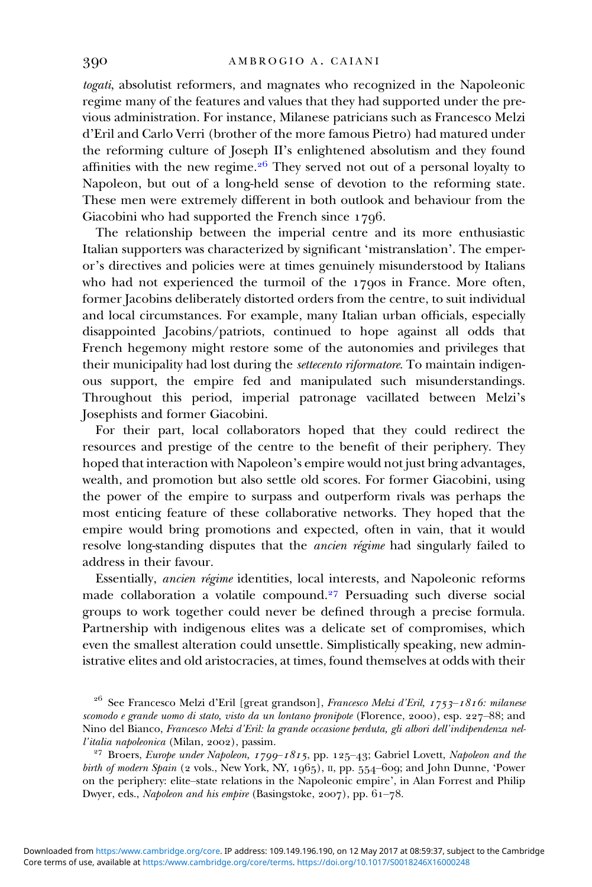*togati*, absolutist reformers, and magnates who recognized in the Napoleonic regime many of the features and values that they had supported under the previous administration. For instance, Milanese patricians such as Francesco Melzi d'Eril and Carlo Verri (brother of the more famous Pietro) had matured under the reforming culture of Joseph II's enlightened absolutism and they found affinities with the new regime.[26] They served not out of a personal loyalty to Napoleon, but out of a long-held sense of devotion to the reforming state. These men were extremely different in both outlook and behaviour from the Giacobini who had supported the French since 1796.

The relationship between the imperial centre and its more enthusiastic Italian supporters was characterized by significant 'mistranslation'. The emperor's directives and policies were at times genuinely misunderstood by Italians who had not experienced the turmoil of the 1790s in France. More often, former Jacobins deliberately distorted orders from the centre, to suit individual and local circumstances. For example, many Italian urban officials, especially disappointed Jacobins/patriots, continued to hope against all odds that French hegemony might restore some of the autonomies and privileges that their municipality had lost during the *settecento riformatore*. To maintain indigenous support, the empire fed and manipulated such misunderstandings. Throughout this period, imperial patronage vacillated between Melzi's Josephists and former Giacobini.

For their part, local collaborators hoped that they could redirect the resources and prestige of the centre to the benefit of their periphery. They hoped that interaction with Napoleon's empire would not just bring advantages, wealth, and promotion but also settle old scores. For former Giacobini, using the power of the empire to surpass and outperform rivals was perhaps the most enticing feature of these collaborative networks. They hoped that the empire would bring promotions and expected, often in vain, that it would resolve long-standing disputes that the *ancien régime* had singularly failed to address in their favour.

Essentially, *ancien régime* identities, local interests, and Napoleonic reforms made collaboration a volatile compound.[27] Persuading such diverse social groups to work together could never be defined through a precise formula. Partnership with indigenous elites was a delicate set of compromises, which even the smallest alteration could unsettle. Simplistically speaking, new administrative elites and old aristocracies, at times, found themselves at odds with their

---

[26] See Francesco Melzi d'Eril [great grandson], *Francesco Melzi d'Eril, 1753–1816: milanese scomodo e grande uomo di stato, visto da un lontano pronipote* (Florence, 2000), esp. 227–88; and Nino del Bianco, *Francesco Melzi d'Eril: la grande occasione perduta, gli albori dell'indipendenza nell'italia napoleonica* (Milan, 2002), passim.

[27] Broers, *Europe under Napoleon, 1799–1815*, pp. 125–43; Gabriel Lovett, *Napoleon and the birth of modern Spain* (2 vols., New York, NY, 1965), II, pp. 554–609; and John Dunne, 'Power on the periphery: elite–state relations in the Napoleonic empire', in Alan Forrest and Philip Dwyer, eds., *Napoleon and his empire* (Basingstoke, 2007), pp. 61–78.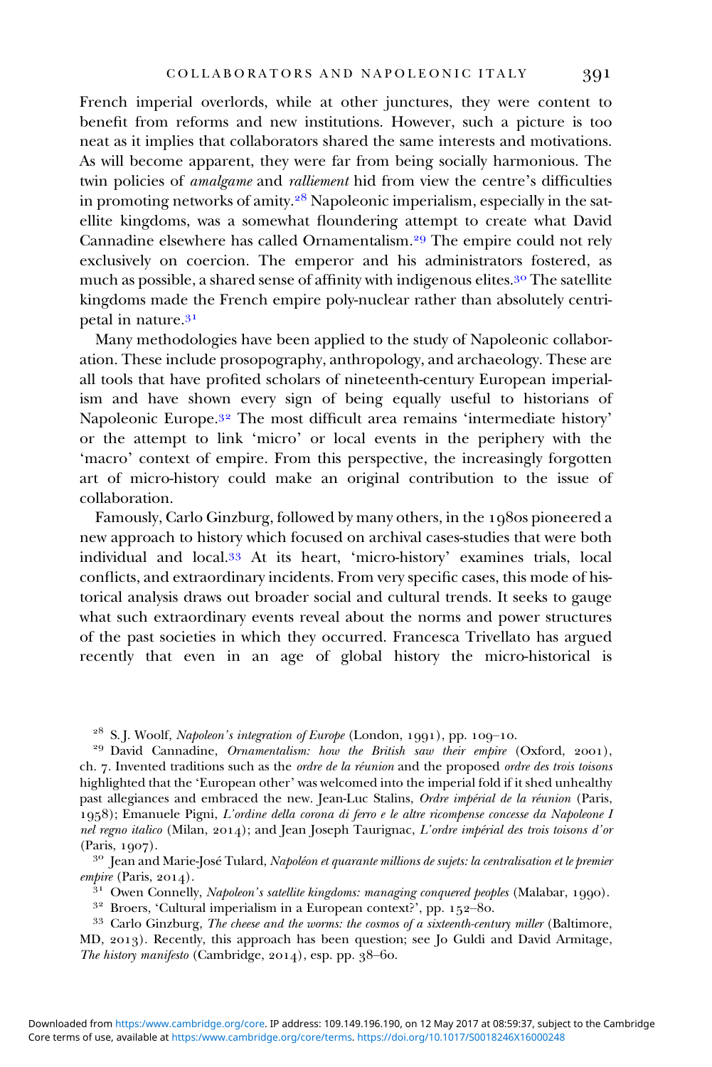French imperial overlords, while at other junctures, they were content to benefit from reforms and new institutions. However, such a picture is too neat as it implies that collaborators shared the same interests and motivations. As will become apparent, they were far from being socially harmonious. The twin policies of *amalgame* and *ralliement* hid from view the centre's difficulties in promoting networks of amity.[28] Napoleonic imperialism, especially in the satellite kingdoms, was a somewhat floundering attempt to create what David Cannadine elsewhere has called Ornamentalism.[29] The empire could not rely exclusively on coercion. The emperor and his administrators fostered, as much as possible, a shared sense of affinity with indigenous elites.[30] The satellite kingdoms made the French empire poly-nuclear rather than absolutely centripetal in nature.[31]

Many methodologies have been applied to the study of Napoleonic collaboration. These include prosopography, anthropology, and archaeology. These are all tools that have profited scholars of nineteenth-century European imperialism and have shown every sign of being equally useful to historians of Napoleonic Europe.[32] The most difficult area remains 'intermediate history' or the attempt to link 'micro' or local events in the periphery with the 'macro' context of empire. From this perspective, the increasingly forgotten art of micro-history could make an original contribution to the issue of collaboration.

Famously, Carlo Ginzburg, followed by many others, in the 1980s pioneered a new approach to history which focused on archival cases-studies that were both individual and local.[33] At its heart, 'micro-history' examines trials, local conflicts, and extraordinary incidents. From very specific cases, this mode of historical analysis draws out broader social and cultural trends. It seeks to gauge what such extraordinary events reveal about the norms and power structures of the past societies in which they occurred. Francesca Trivellato has argued recently that even in an age of global history the micro-historical is

---

[28] S. J. Woolf, *Napoleon's integration of Europe* (London, 1991), pp. 109–10.

[29] David Cannadine, *Ornamentalism: how the British saw their empire* (Oxford, 2001), ch. 7. Invented traditions such as the *ordre de la réunion* and the proposed *ordre des trois toisons* highlighted that the 'European other' was welcomed into the imperial fold if it shed unhealthy past allegiances and embraced the new. Jean-Luc Stalins, *Ordre impérial de la réunion* (Paris, 1958); Emanuele Pigni, *L'ordine della corona di ferro e le altre ricompense concesse da Napoleone I nel regno italico* (Milan, 2014); and Jean Joseph Taurignac, *L'ordre impérial des trois toisons d'or* (Paris, 1907).

[30] Jean and Marie-José Tulard, *Napoléon et quarante millions de sujets: la centralisation et le premier empire* (Paris, 2014).

[31] Owen Connelly, *Napoleon's satellite kingdoms: managing conquered peoples* (Malabar, 1990).

[32] Broers, 'Cultural imperialism in a European context?', pp. 152–80.

[33] Carlo Ginzburg, *The cheese and the worms: the cosmos of a sixteenth-century miller* (Baltimore, MD, 2013). Recently, this approach has been question; see Jo Guldi and David Armitage, *The history manifesto* (Cambridge, 2014), esp. pp. 38–60.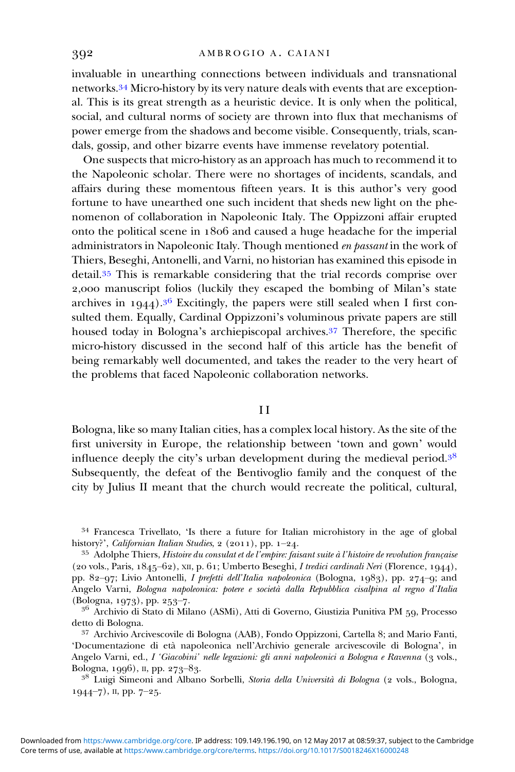invaluable in unearthing connections between individuals and transnational networks.[34] Micro-history by its very nature deals with events that are exceptional. This is its great strength as a heuristic device. It is only when the political, social, and cultural norms of society are thrown into flux that mechanisms of power emerge from the shadows and become visible. Consequently, trials, scandals, gossip, and other bizarre events have immense revelatory potential.

One suspects that micro-history as an approach has much to recommend it to the Napoleonic scholar. There were no shortages of incidents, scandals, and affairs during these momentous fifteen years. It is this author's very good fortune to have unearthed one such incident that sheds new light on the phenomenon of collaboration in Napoleonic Italy. The Oppizzoni affair erupted onto the political scene in 1806 and caused a huge headache for the imperial administrators in Napoleonic Italy. Though mentioned *en passant* in the work of Thiers, Beseghi, Antonelli, and Varni, no historian has examined this episode in detail.[35] This is remarkable considering that the trial records comprise over 2,000 manuscript folios (luckily they escaped the bombing of Milan's state archives in 1944).[36] Excitingly, the papers were still sealed when I first consulted them. Equally, Cardinal Oppizzoni's voluminous private papers are still housed today in Bologna's archiepiscopal archives.[37] Therefore, the specific micro-history discussed in the second half of this article has the benefit of being remarkably well documented, and takes the reader to the very heart of the problems that faced Napoleonic collaboration networks.

## II

Bologna, like so many Italian cities, has a complex local history. As the site of the first university in Europe, the relationship between 'town and gown' would influence deeply the city's urban development during the medieval period.[38] Subsequently, the defeat of the Bentivoglio family and the conquest of the city by Julius II meant that the church would recreate the political, cultural,

---

[34] Francesca Trivellato, 'Is there a future for Italian microhistory in the age of global history?', *Californian Italian Studies*, 2 (2011), pp. 1–24.

[35] Adolphe Thiers, *Histoire du consulat et de l'empire: faisant suite à l'histoire de revolution française* (20 vols., Paris, 1845–62), XII, p. 61; Umberto Beseghi, *I tredici cardinali Neri* (Florence, 1944), pp. 82–97; Livio Antonelli, *I prefetti dell'Italia napoleonica* (Bologna, 1983), pp. 274–9; and Angelo Varni, *Bologna napoleonica: potere e società dalla Repubblica cisalpina al regno d'Italia* (Bologna, 1973), pp. 253–7.

[36] Archivio di Stato di Milano (ASMi), Atti di Governo, Giustizia Punitiva PM 59, Processo detto di Bologna.

[37] Archivio Arcivescovile di Bologna (AAB), Fondo Oppizzoni, Cartella 8; and Mario Fanti, 'Documentazione di età napoleonica nell'Archivio generale arcivescovile di Bologna', in Angelo Varni, ed., *I 'Giacobini' nelle legazioni: gli anni napoleonici a Bologna e Ravenna* (3 vols., Bologna, 1996), II, pp. 273–83.

[38] Luigi Simeoni and Albano Sorbelli, *Storia della Università di Bologna* (2 vols., Bologna, 1944–7), II, pp. 7–25.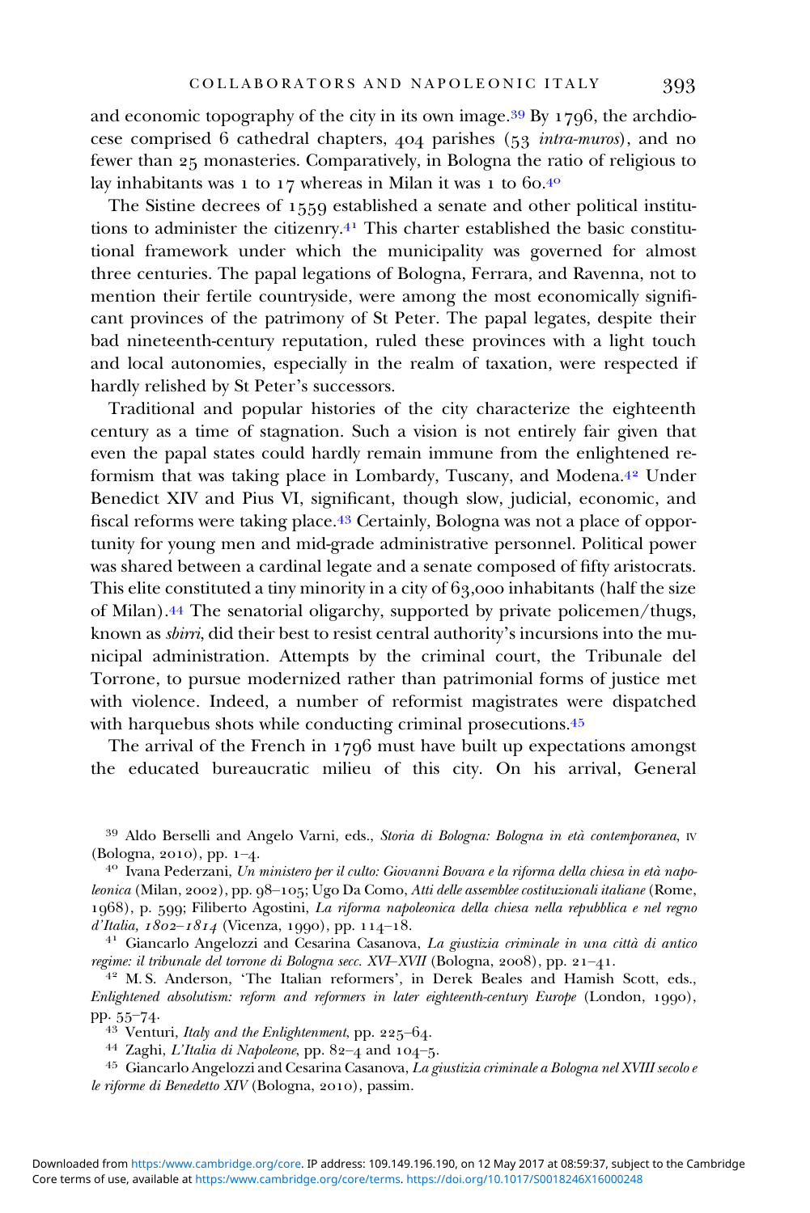and economic topography of the city in its own image.[39] By 1796, the archdiocese comprised 6 cathedral chapters, 404 parishes (53 *intra-muros*), and no fewer than 25 monasteries. Comparatively, in Bologna the ratio of religious to lay inhabitants was 1 to 17 whereas in Milan it was 1 to 60.[40]

The Sistine decrees of 1559 established a senate and other political institutions to administer the citizenry.[41] This charter established the basic constitutional framework under which the municipality was governed for almost three centuries. The papal legations of Bologna, Ferrara, and Ravenna, not to mention their fertile countryside, were among the most economically significant provinces of the patrimony of St Peter. The papal legates, despite their bad nineteenth-century reputation, ruled these provinces with a light touch and local autonomies, especially in the realm of taxation, were respected if hardly relished by St Peter's successors.

Traditional and popular histories of the city characterize the eighteenth century as a time of stagnation. Such a vision is not entirely fair given that even the papal states could hardly remain immune from the enlightened reformism that was taking place in Lombardy, Tuscany, and Modena.[42] Under Benedict XIV and Pius VI, significant, though slow, judicial, economic, and fiscal reforms were taking place.[43] Certainly, Bologna was not a place of opportunity for young men and mid-grade administrative personnel. Political power was shared between a cardinal legate and a senate composed of fifty aristocrats. This elite constituted a tiny minority in a city of 63,000 inhabitants (half the size of Milan).[44] The senatorial oligarchy, supported by private policemen/thugs, known as *sbirri*, did their best to resist central authority's incursions into the municipal administration. Attempts by the criminal court, the Tribunale del Torrone, to pursue modernized rather than patrimonial forms of justice met with violence. Indeed, a number of reformist magistrates were dispatched with harquebus shots while conducting criminal prosecutions.[45]

The arrival of the French in 1796 must have built up expectations amongst the educated bureaucratic milieu of this city. On his arrival, General

[39] Aldo Berselli and Angelo Varni, eds., *Storia di Bologna: Bologna in età contemporanea*, IV (Bologna, 2010), pp. 1–4.

[40] Ivana Pederzani, *Un ministero per il culto: Giovanni Bovara e la riforma della chiesa in età napoleonica* (Milan, 2002), pp. 98–105; Ugo Da Como, *Atti delle assemblee costituzionali italiane* (Rome, 1968), p. 599; Filiberto Agostini, *La riforma napoleonica della chiesa nella repubblica e nel regno d'Italia, 1802–1814* (Vicenza, 1990), pp. 114–18.

[41] Giancarlo Angelozzi and Cesarina Casanova, *La giustizia criminale in una città di antico regime: il tribunale del torrone di Bologna secc. XVI–XVII* (Bologna, 2008), pp. 21–41.

[42] M. S. Anderson, 'The Italian reformers', in Derek Beales and Hamish Scott, eds., *Enlightened absolutism: reform and reformers in later eighteenth-century Europe* (London, 1990), pp. 55–74.

[43] Venturi, *Italy and the Enlightenment*, pp. 225–64.

[44] Zaghi, *L'Italia di Napoleone*, pp. 82–4 and 104–5.

[45] Giancarlo Angelozzi and Cesarina Casanova, *La giustizia criminale a Bologna nel XVIII secolo e le riforme di Benedetto XIV* (Bologna, 2010), passim.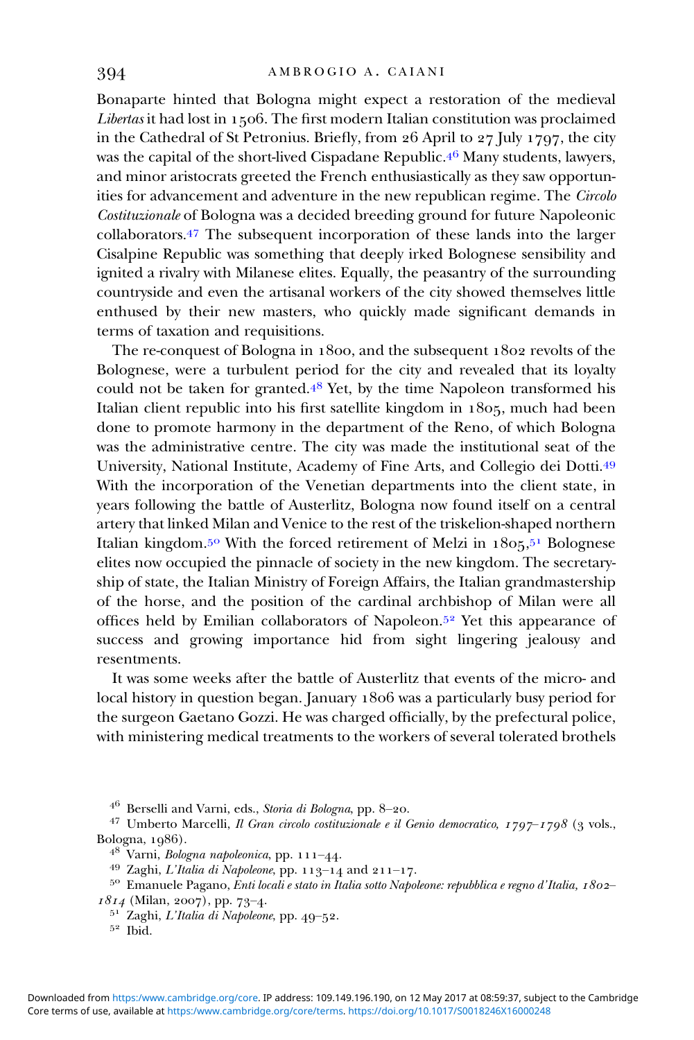Bonaparte hinted that Bologna might expect a restoration of the medieval *Libertas* it had lost in 1506. The first modern Italian constitution was proclaimed in the Cathedral of St Petronius. Briefly, from 26 April to 27 July 1797, the city was the capital of the short-lived Cispadane Republic.[46] Many students, lawyers, and minor aristocrats greeted the French enthusiastically as they saw opportunities for advancement and adventure in the new republican regime. The *Circolo Costituzionale* of Bologna was a decided breeding ground for future Napoleonic collaborators.[47] The subsequent incorporation of these lands into the larger Cisalpine Republic was something that deeply irked Bolognese sensibility and ignited a rivalry with Milanese elites. Equally, the peasantry of the surrounding countryside and even the artisanal workers of the city showed themselves little enthused by their new masters, who quickly made significant demands in terms of taxation and requisitions.

The re-conquest of Bologna in 1800, and the subsequent 1802 revolts of the Bolognese, were a turbulent period for the city and revealed that its loyalty could not be taken for granted.[48] Yet, by the time Napoleon transformed his Italian client republic into his first satellite kingdom in 1805, much had been done to promote harmony in the department of the Reno, of which Bologna was the administrative centre. The city was made the institutional seat of the University, National Institute, Academy of Fine Arts, and Collegio dei Dotti.[49] With the incorporation of the Venetian departments into the client state, in years following the battle of Austerlitz, Bologna now found itself on a central artery that linked Milan and Venice to the rest of the triskelion-shaped northern Italian kingdom.[50] With the forced retirement of Melzi in 1805,[51] Bolognese elites now occupied the pinnacle of society in the new kingdom. The secretaryship of state, the Italian Ministry of Foreign Affairs, the Italian grandmastership of the horse, and the position of the cardinal archbishop of Milan were all offices held by Emilian collaborators of Napoleon.[52] Yet this appearance of success and growing importance hid from sight lingering jealousy and resentments.

It was some weeks after the battle of Austerlitz that events of the micro- and local history in question began. January 1806 was a particularly busy period for the surgeon Gaetano Gozzi. He was charged officially, by the prefectural police, with ministering medical treatments to the workers of several tolerated brothels

[46] Berselli and Varni, eds., *Storia di Bologna*, pp. 8–20.

[47] Umberto Marcelli, *Il Gran circolo costituzionale e il Genio democratico, 1797–1798* (3 vols., Bologna, 1986).

[48] Varni, *Bologna napoleonica*, pp. 111–44.

[49] Zaghi, *L'Italia di Napoleone*, pp. 113–14 and 211–17.

[50] Emanuele Pagano, *Enti locali e stato in Italia sotto Napoleone: repubblica e regno d'Italia, 1802–1814* (Milan, 2007), pp. 73–4.

[51] Zaghi, *L'Italia di Napoleone*, pp. 49–52.

[52] Ibid.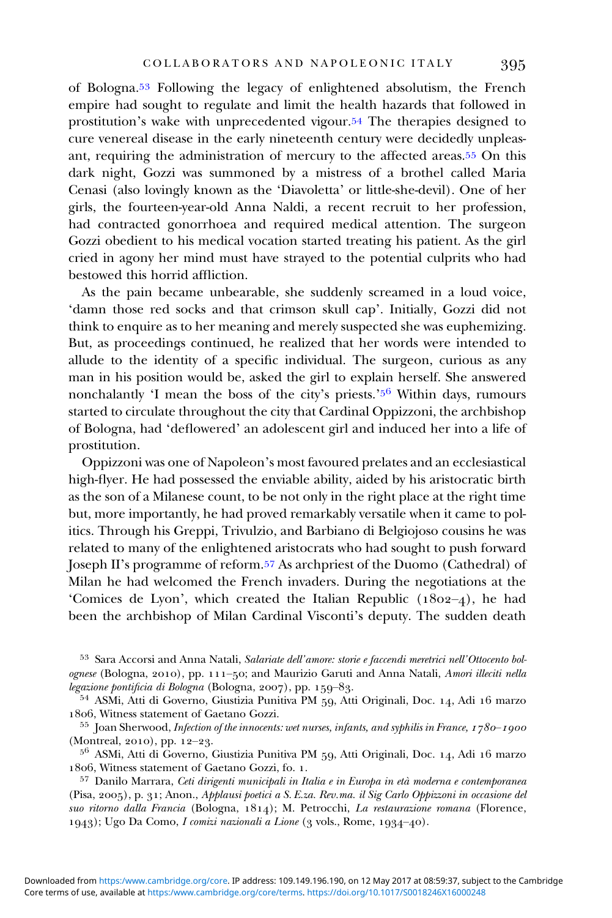of Bologna.[53] Following the legacy of enlightened absolutism, the French empire had sought to regulate and limit the health hazards that followed in prostitution's wake with unprecedented vigour.[54] The therapies designed to cure venereal disease in the early nineteenth century were decidedly unpleasant, requiring the administration of mercury to the affected areas.[55] On this dark night, Gozzi was summoned by a mistress of a brothel called Maria Cenasi (also lovingly known as the 'Diavoletta' or little-she-devil). One of her girls, the fourteen-year-old Anna Naldi, a recent recruit to her profession, had contracted gonorrhoea and required medical attention. The surgeon Gozzi obedient to his medical vocation started treating his patient. As the girl cried in agony her mind must have strayed to the potential culprits who had bestowed this horrid affliction.

As the pain became unbearable, she suddenly screamed in a loud voice, 'damn those red socks and that crimson skull cap'. Initially, Gozzi did not think to enquire as to her meaning and merely suspected she was euphemizing. But, as proceedings continued, he realized that her words were intended to allude to the identity of a specific individual. The surgeon, curious as any man in his position would be, asked the girl to explain herself. She answered nonchalantly 'I mean the boss of the city's priests.'[56] Within days, rumours started to circulate throughout the city that Cardinal Oppizzoni, the archbishop of Bologna, had 'deflowered' an adolescent girl and induced her into a life of prostitution.

Oppizzoni was one of Napoleon's most favoured prelates and an ecclesiastical high-flyer. He had possessed the enviable ability, aided by his aristocratic birth as the son of a Milanese count, to be not only in the right place at the right time but, more importantly, he had proved remarkably versatile when it came to politics. Through his Greppi, Trivulzio, and Barbiano di Belgiojoso cousins he was related to many of the enlightened aristocrats who had sought to push forward Joseph II's programme of reform.[57] As archpriest of the Duomo (Cathedral) of Milan he had welcomed the French invaders. During the negotiations at the 'Comices de Lyon', which created the Italian Republic (1802–4), he had been the archbishop of Milan Cardinal Visconti's deputy. The sudden death

[53] Sara Accorsi and Anna Natali, *Salariate dell'amore: storie e faccendi meretrici nell'Ottocento bolognese* (Bologna, 2010), pp. 111–50; and Maurizio Garuti and Anna Natali, *Amori illeciti nella legazione pontificia di Bologna* (Bologna, 2007), pp. 159–83.

[54] ASMi, Atti di Governo, Giustizia Punitiva PM 59, Atti Originali, Doc. 14, Adi 16 marzo 1806, Witness statement of Gaetano Gozzi.

[55] Joan Sherwood, *Infection of the innocents: wet nurses, infants, and syphilis in France, 1780–1900* (Montreal, 2010), pp. 12–23.

[56] ASMi, Atti di Governo, Giustizia Punitiva PM 59, Atti Originali, Doc. 14, Adi 16 marzo 1806, Witness statement of Gaetano Gozzi, fo. 1.

[57] Danilo Marrara, *Ceti dirigenti municipali in Italia e in Europa in età moderna e contemporanea* (Pisa, 2005), p. 31; Anon., *Applausi poetici a S. E.za. Rev.ma. il Sig Carlo Oppizzoni in occasione del suo ritorno dalla Francia* (Bologna, 1814); M. Petrocchi, *La restaurazione romana* (Florence, 1943); Ugo Da Como, *I comizi nazionali a Lione* (3 vols., Rome, 1934–40).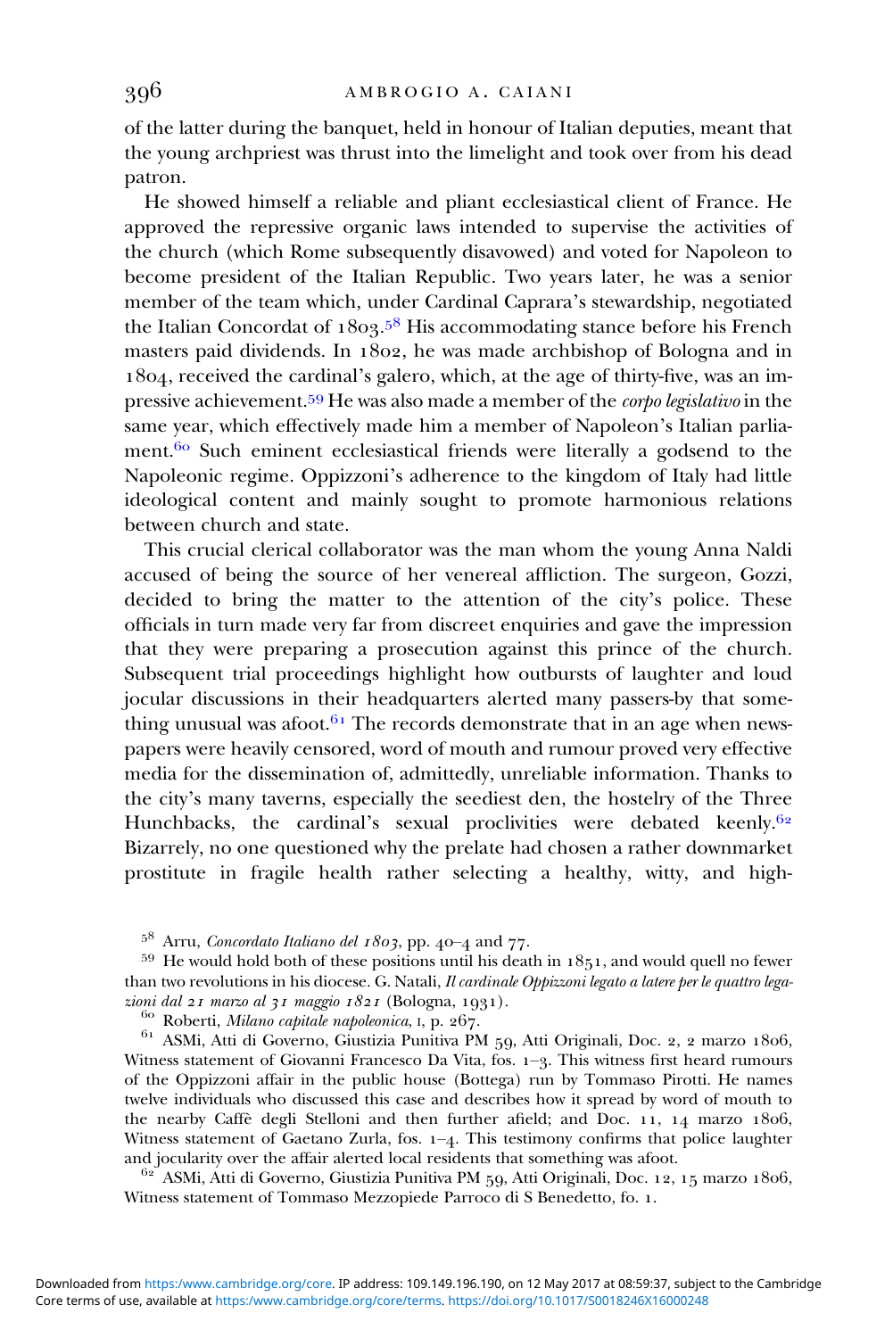of the latter during the banquet, held in honour of Italian deputies, meant that the young archpriest was thrust into the limelight and took over from his dead patron.

He showed himself a reliable and pliant ecclesiastical client of France. He approved the repressive organic laws intended to supervise the activities of the church (which Rome subsequently disavowed) and voted for Napoleon to become president of the Italian Republic. Two years later, he was a senior member of the team which, under Cardinal Caprara's stewardship, negotiated the Italian Concordat of 1803.[58] His accommodating stance before his French masters paid dividends. In 1802, he was made archbishop of Bologna and in 1804, received the cardinal's galero, which, at the age of thirty-five, was an impressive achievement.[59] He was also made a member of the *corpo legislativo* in the same year, which effectively made him a member of Napoleon's Italian parliament.[60] Such eminent ecclesiastical friends were literally a godsend to the Napoleonic regime. Oppizzoni's adherence to the kingdom of Italy had little ideological content and mainly sought to promote harmonious relations between church and state.

This crucial clerical collaborator was the man whom the young Anna Naldi accused of being the source of her venereal affliction. The surgeon, Gozzi, decided to bring the matter to the attention of the city's police. These officials in turn made very far from discreet enquiries and gave the impression that they were preparing a prosecution against this prince of the church. Subsequent trial proceedings highlight how outbursts of laughter and loud jocular discussions in their headquarters alerted many passers-by that something unusual was afoot.[61] The records demonstrate that in an age when newspapers were heavily censored, word of mouth and rumour proved very effective media for the dissemination of, admittedly, unreliable information. Thanks to the city's many taverns, especially the seediest den, the hostelry of the Three Hunchbacks, the cardinal's sexual proclivities were debated keenly.[62] Bizarrely, no one questioned why the prelate had chosen a rather downmarket prostitute in fragile health rather selecting a healthy, witty, and high-

---

[58] Arru, *Concordato Italiano del 1803*, pp. 40–4 and 77.

[59] He would hold both of these positions until his death in 1851, and would quell no fewer than two revolutions in his diocese. G. Natali, *Il cardinale Oppizzoni legato a latere per le quattro legazioni dal 21 marzo al 31 maggio 1821* (Bologna, 1931).

[60] Roberti, *Milano capitale napoleonica*, I, p. 267.

[61] ASMi, Atti di Governo, Giustizia Punitiva PM 59, Atti Originali, Doc. 2, 2 marzo 1806, Witness statement of Giovanni Francesco Da Vita, fos. 1–3. This witness first heard rumours of the Oppizzoni affair in the public house (Bottega) run by Tommaso Pirotti. He names twelve individuals who discussed this case and describes how it spread by word of mouth to the nearby Caffè degli Stelloni and then further afield; and Doc. 11, 14 marzo 1806, Witness statement of Gaetano Zurla, fos. 1–4. This testimony confirms that police laughter and jocularity over the affair alerted local residents that something was afoot.

[62] ASMi, Atti di Governo, Giustizia Punitiva PM 59, Atti Originali, Doc. 12, 15 marzo 1806, Witness statement of Tommaso Mezzopiede Parroco di S Benedetto, fo. 1.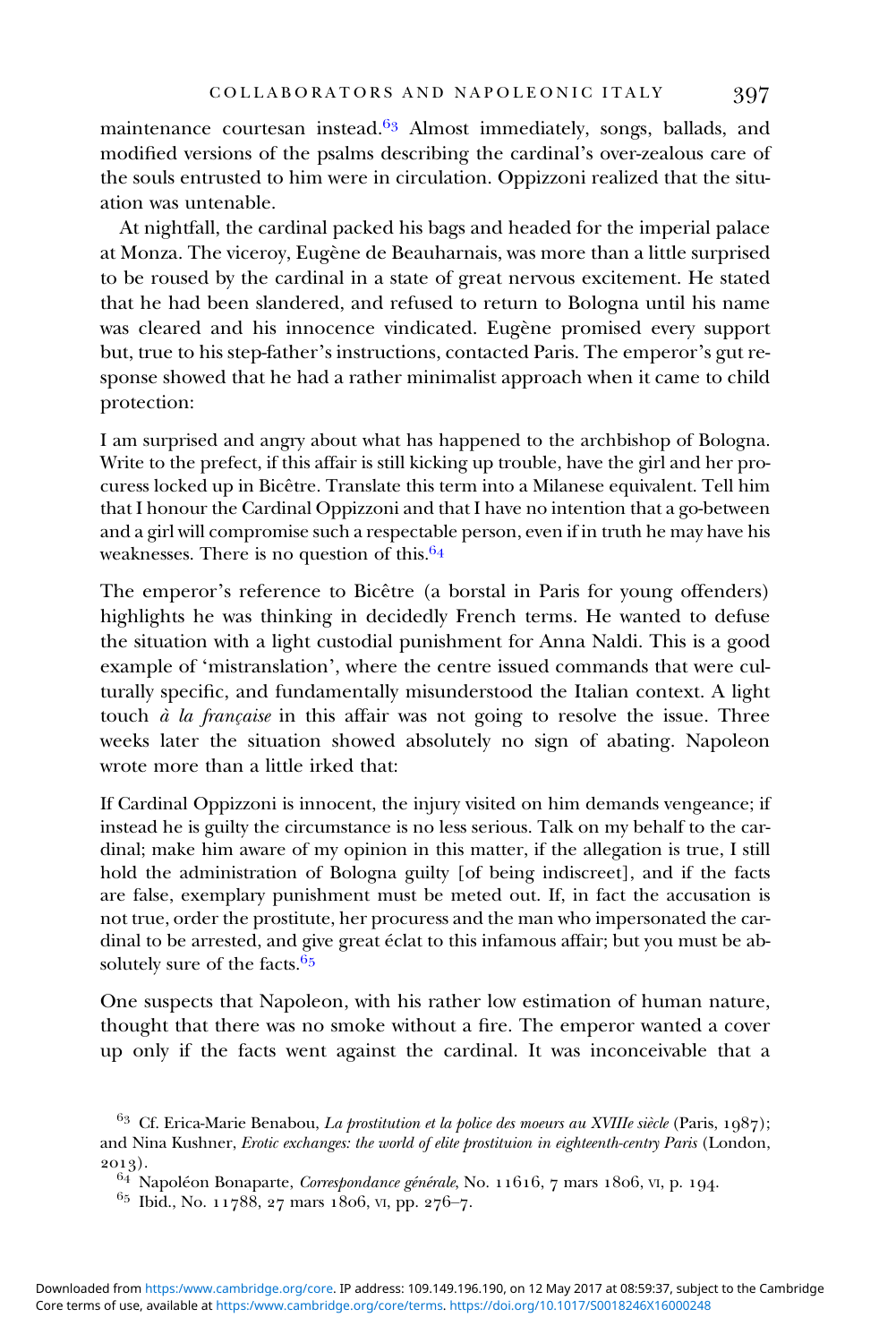maintenance courtesan instead.[63] Almost immediately, songs, ballads, and modified versions of the psalms describing the cardinal's over-zealous care of the souls entrusted to him were in circulation. Oppizzoni realized that the situation was untenable.

At nightfall, the cardinal packed his bags and headed for the imperial palace at Monza. The viceroy, Eugène de Beauharnais, was more than a little surprised to be roused by the cardinal in a state of great nervous excitement. He stated that he had been slandered, and refused to return to Bologna until his name was cleared and his innocence vindicated. Eugène promised every support but, true to his step-father's instructions, contacted Paris. The emperor's gut response showed that he had a rather minimalist approach when it came to child protection:

> I am surprised and angry about what has happened to the archbishop of Bologna. Write to the prefect, if this affair is still kicking up trouble, have the girl and her procuress locked up in Bicêtre. Translate this term into a Milanese equivalent. Tell him that I honour the Cardinal Oppizzoni and that I have no intention that a go-between and a girl will compromise such a respectable person, even if in truth he may have his weaknesses. There is no question of this.[64]

The emperor's reference to Bicêtre (a borstal in Paris for young offenders) highlights he was thinking in decidedly French terms. He wanted to defuse the situation with a light custodial punishment for Anna Naldi. This is a good example of 'mistranslation', where the centre issued commands that were culturally specific, and fundamentally misunderstood the Italian context. A light touch *à la française* in this affair was not going to resolve the issue. Three weeks later the situation showed absolutely no sign of abating. Napoleon wrote more than a little irked that:

> If Cardinal Oppizzoni is innocent, the injury visited on him demands vengeance; if instead he is guilty the circumstance is no less serious. Talk on my behalf to the cardinal; make him aware of my opinion in this matter, if the allegation is true, I still hold the administration of Bologna guilty [of being indiscreet], and if the facts are false, exemplary punishment must be meted out. If, in fact the accusation is not true, order the prostitute, her procuress and the man who impersonated the cardinal to be arrested, and give great éclat to this infamous affair; but you must be absolutely sure of the facts.[65]

One suspects that Napoleon, with his rather low estimation of human nature, thought that there was no smoke without a fire. The emperor wanted a cover up only if the facts went against the cardinal. It was inconceivable that a

---

[63] Cf. Erica-Marie Benabou, *La prostitution et la police des moeurs au XVIIIe siècle* (Paris, 1987); and Nina Kushner, *Erotic exchanges: the world of elite prostituion in eighteenth-centry Paris* (London, 2013).

[64] Napoléon Bonaparte, *Correspondance générale*, No. 11616, 7 mars 1806, VI, p. 194.

[65] Ibid., No. 11788, 27 mars 1806, VI, pp. 276–7.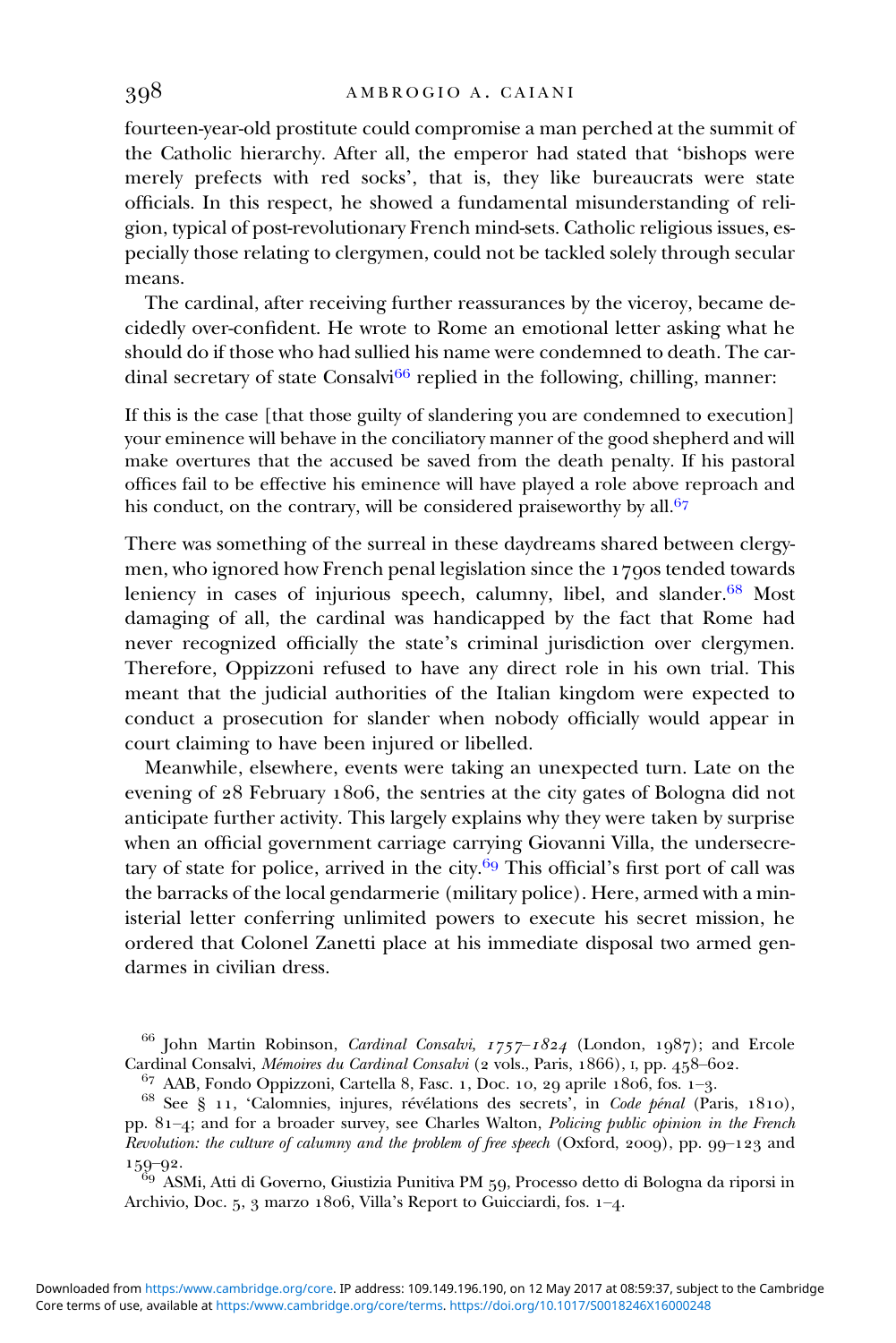fourteen-year-old prostitute could compromise a man perched at the summit of the Catholic hierarchy. After all, the emperor had stated that 'bishops were merely prefects with red socks', that is, they like bureaucrats were state officials. In this respect, he showed a fundamental misunderstanding of religion, typical of post-revolutionary French mind-sets. Catholic religious issues, especially those relating to clergymen, could not be tackled solely through secular means.

The cardinal, after receiving further reassurances by the viceroy, became decidedly over-confident. He wrote to Rome an emotional letter asking what he should do if those who had sullied his name were condemned to death. The cardinal secretary of state Consalvi[66] replied in the following, chilling, manner:

> If this is the case [that those guilty of slandering you are condemned to execution] your eminence will behave in the conciliatory manner of the good shepherd and will make overtures that the accused be saved from the death penalty. If his pastoral offices fail to be effective his eminence will have played a role above reproach and his conduct, on the contrary, will be considered praiseworthy by all.[67]

There was something of the surreal in these daydreams shared between clergymen, who ignored how French penal legislation since the 1790s tended towards leniency in cases of injurious speech, calumny, libel, and slander.[68] Most damaging of all, the cardinal was handicapped by the fact that Rome had never recognized officially the state's criminal jurisdiction over clergymen. Therefore, Oppizzoni refused to have any direct role in his own trial. This meant that the judicial authorities of the Italian kingdom were expected to conduct a prosecution for slander when nobody officially would appear in court claiming to have been injured or libelled.

Meanwhile, elsewhere, events were taking an unexpected turn. Late on the evening of 28 February 1806, the sentries at the city gates of Bologna did not anticipate further activity. This largely explains why they were taken by surprise when an official government carriage carrying Giovanni Villa, the undersecretary of state for police, arrived in the city.[69] This official's first port of call was the barracks of the local gendarmerie (military police). Here, armed with a ministerial letter conferring unlimited powers to execute his secret mission, he ordered that Colonel Zanetti place at his immediate disposal two armed gendarmes in civilian dress.

[66] John Martin Robinson, *Cardinal Consalvi, 1757–1824* (London, 1987); and Ercole Cardinal Consalvi, *Mémoires du Cardinal Consalvi* (2 vols., Paris, 1866), I, pp. 458–602.

[67] AAB, Fondo Oppizzoni, Cartella 8, Fasc. 1, Doc. 10, 29 aprile 1806, fos. 1–3.

[68] See § 11, 'Calomnies, injures, révélations des secrets', in *Code pénal* (Paris, 1810), pp. 81–4; and for a broader survey, see Charles Walton, *Policing public opinion in the French Revolution: the culture of calumny and the problem of free speech* (Oxford, 2009), pp. 99–123 and 159–92.

[69] ASMi, Atti di Governo, Giustizia Punitiva PM 59, Processo detto di Bologna da riporsi in Archivio, Doc. 5, 3 marzo 1806, Villa's Report to Guicciardi, fos. 1–4.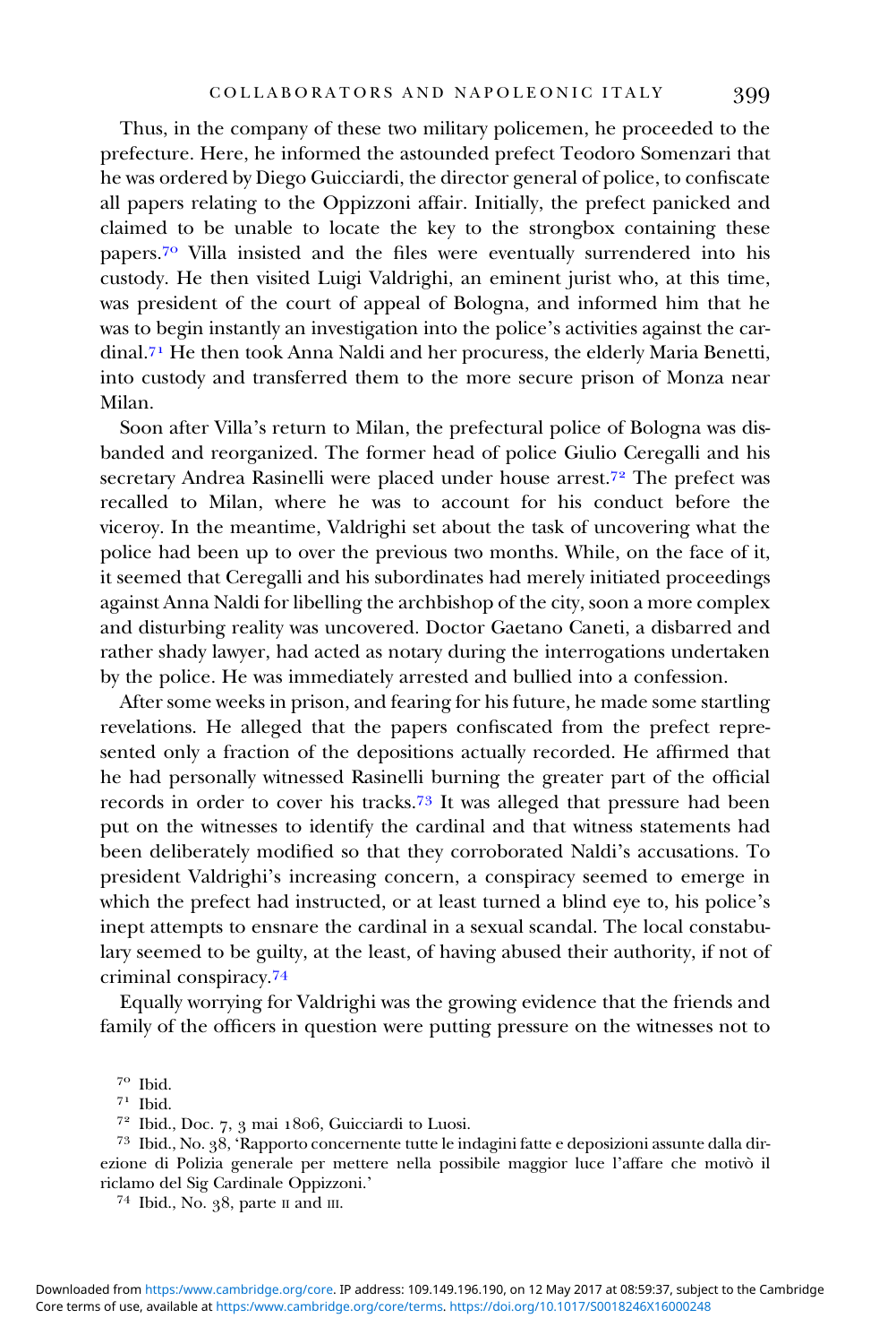Thus, in the company of these two military policemen, he proceeded to the prefecture. Here, he informed the astounded prefect Teodoro Somenzari that he was ordered by Diego Guicciardi, the director general of police, to confiscate all papers relating to the Oppizzoni affair. Initially, the prefect panicked and claimed to be unable to locate the key to the strongbox containing these papers.[70] Villa insisted and the files were eventually surrendered into his custody. He then visited Luigi Valdrighi, an eminent jurist who, at this time, was president of the court of appeal of Bologna, and informed him that he was to begin instantly an investigation into the police's activities against the cardinal.[71] He then took Anna Naldi and her procuress, the elderly Maria Benetti, into custody and transferred them to the more secure prison of Monza near Milan.

Soon after Villa's return to Milan, the prefectural police of Bologna was disbanded and reorganized. The former head of police Giulio Ceregalli and his secretary Andrea Rasinelli were placed under house arrest.[72] The prefect was recalled to Milan, where he was to account for his conduct before the viceroy. In the meantime, Valdrighi set about the task of uncovering what the police had been up to over the previous two months. While, on the face of it, it seemed that Ceregalli and his subordinates had merely initiated proceedings against Anna Naldi for libelling the archbishop of the city, soon a more complex and disturbing reality was uncovered. Doctor Gaetano Caneti, a disbarred and rather shady lawyer, had acted as notary during the interrogations undertaken by the police. He was immediately arrested and bullied into a confession.

After some weeks in prison, and fearing for his future, he made some startling revelations. He alleged that the papers confiscated from the prefect represented only a fraction of the depositions actually recorded. He affirmed that he had personally witnessed Rasinelli burning the greater part of the official records in order to cover his tracks.[73] It was alleged that pressure had been put on the witnesses to identify the cardinal and that witness statements had been deliberately modified so that they corroborated Naldi's accusations. To president Valdrighi's increasing concern, a conspiracy seemed to emerge in which the prefect had instructed, or at least turned a blind eye to, his police's inept attempts to ensnare the cardinal in a sexual scandal. The local constabulary seemed to be guilty, at the least, of having abused their authority, if not of criminal conspiracy.[74]

Equally worrying for Valdrighi was the growing evidence that the friends and family of the officers in question were putting pressure on the witnesses not to

[70] Ibid.

[71] Ibid.

[72] Ibid., Doc. 7, 3 mai 1806, Guicciardi to Luosi.

[73] Ibid., No. 38, 'Rapporto concernente tutte le indagini fatte e deposizioni assunte dalla direzione di Polizia generale per mettere nella possibile maggior luce l'affare che motivò il riclamo del Sig Cardinale Oppizzoni.'

[74] Ibid., No. 38, parte II and III.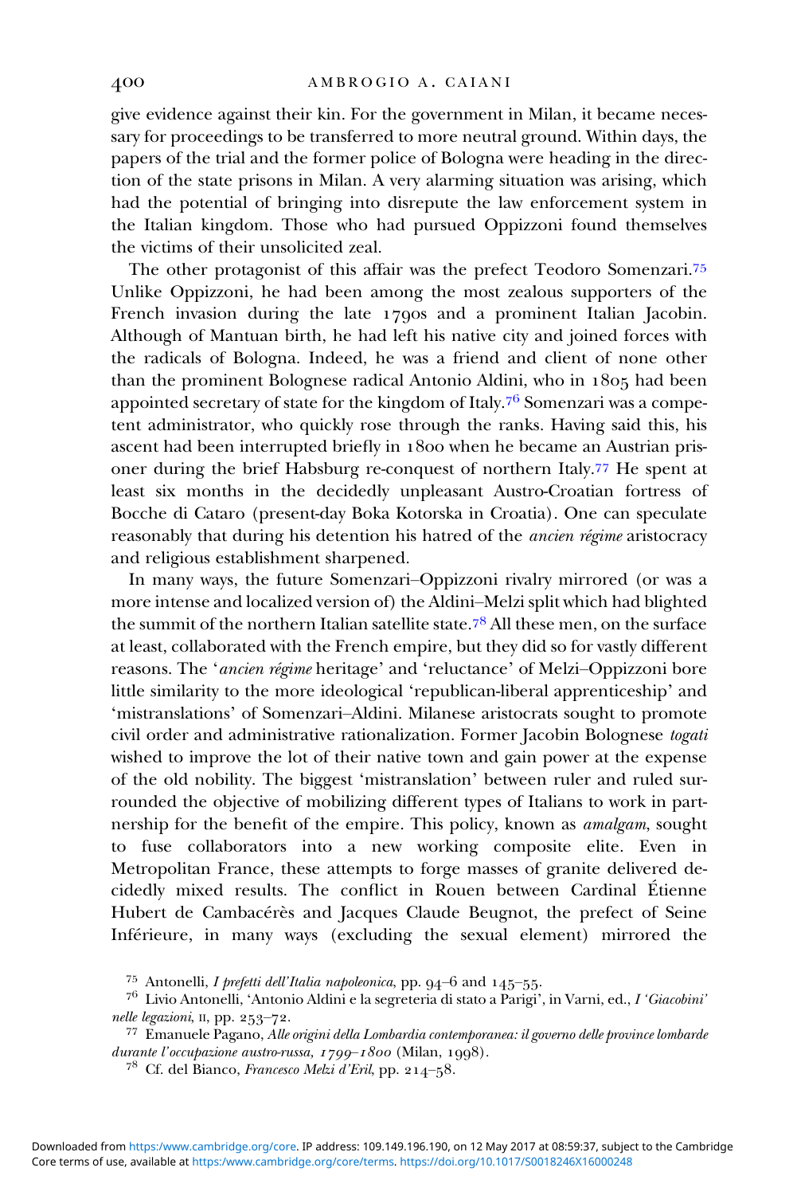give evidence against their kin. For the government in Milan, it became necessary for proceedings to be transferred to more neutral ground. Within days, the papers of the trial and the former police of Bologna were heading in the direction of the state prisons in Milan. A very alarming situation was arising, which had the potential of bringing into disrepute the law enforcement system in the Italian kingdom. Those who had pursued Oppizzoni found themselves the victims of their unsolicited zeal.

The other protagonist of this affair was the prefect Teodoro Somenzari.[75] Unlike Oppizzoni, he had been among the most zealous supporters of the French invasion during the late 1790s and a prominent Italian Jacobin. Although of Mantuan birth, he had left his native city and joined forces with the radicals of Bologna. Indeed, he was a friend and client of none other than the prominent Bolognese radical Antonio Aldini, who in 1805 had been appointed secretary of state for the kingdom of Italy.[76] Somenzari was a competent administrator, who quickly rose through the ranks. Having said this, his ascent had been interrupted briefly in 1800 when he became an Austrian prisoner during the brief Habsburg re-conquest of northern Italy.[77] He spent at least six months in the decidedly unpleasant Austro-Croatian fortress of Bocche di Cataro (present-day Boka Kotorska in Croatia). One can speculate reasonably that during his detention his hatred of the *ancien régime* aristocracy and religious establishment sharpened.

In many ways, the future Somenzari–Oppizzoni rivalry mirrored (or was a more intense and localized version of) the Aldini–Melzi split which had blighted the summit of the northern Italian satellite state.[78] All these men, on the surface at least, collaborated with the French empire, but they did so for vastly different reasons. The '*ancien régime* heritage' and 'reluctance' of Melzi–Oppizzoni bore little similarity to the more ideological 'republican-liberal apprenticeship' and 'mistranslations' of Somenzari–Aldini. Milanese aristocrats sought to promote civil order and administrative rationalization. Former Jacobin Bolognese *togati* wished to improve the lot of their native town and gain power at the expense of the old nobility. The biggest 'mistranslation' between ruler and ruled surrounded the objective of mobilizing different types of Italians to work in partnership for the benefit of the empire. This policy, known as *amalgam*, sought to fuse collaborators into a new working composite elite. Even in Metropolitan France, these attempts to forge masses of granite delivered decidedly mixed results. The conflict in Rouen between Cardinal Étienne Hubert de Cambacérès and Jacques Claude Beugnot, the prefect of Seine Inférieure, in many ways (excluding the sexual element) mirrored the

---

[75] Antonelli, *I prefetti dell'Italia napoleonica*, pp. 94–6 and 145–55.

[76] Livio Antonelli, 'Antonio Aldini e la segreteria di stato a Parigi', in Varni, ed., *I 'Giacobini' nelle legazioni*, II, pp. 253–72.

[77] Emanuele Pagano, *Alle origini della Lombardia contemporanea: il governo delle province lombarde durante l'occupazione austro-russa, 1799–1800* (Milan, 1998).

[78] Cf. del Bianco, *Francesco Melzi d'Eril*, pp. 214–58.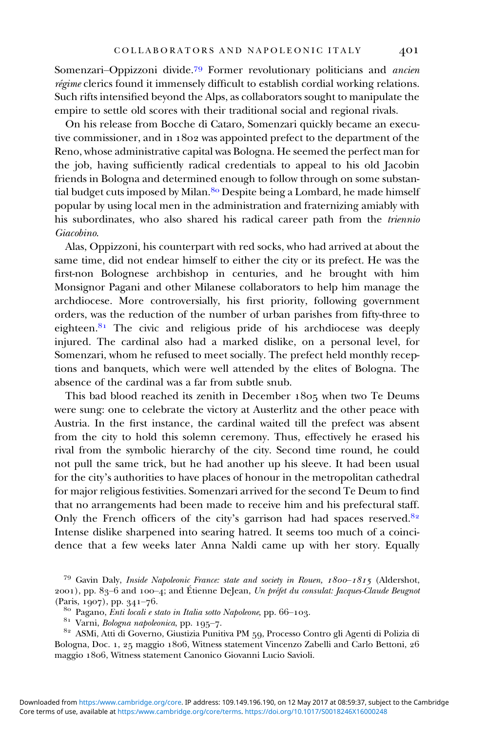Somenzari–Oppizzoni divide.[79] Former revolutionary politicians and *ancien régime* clerics found it immensely difficult to establish cordial working relations. Such rifts intensified beyond the Alps, as collaborators sought to manipulate the empire to settle old scores with their traditional social and regional rivals.

On his release from Bocche di Cataro, Somenzari quickly became an executive commissioner, and in 1802 was appointed prefect to the department of the Reno, whose administrative capital was Bologna. He seemed the perfect man for the job, having sufficiently radical credentials to appeal to his old Jacobin friends in Bologna and determined enough to follow through on some substantial budget cuts imposed by Milan.[80] Despite being a Lombard, he made himself popular by using local men in the administration and fraternizing amiably with his subordinates, who also shared his radical career path from the *triennio Giacobino*.

Alas, Oppizzoni, his counterpart with red socks, who had arrived at about the same time, did not endear himself to either the city or its prefect. He was the first-non Bolognese archbishop in centuries, and he brought with him Monsignor Pagani and other Milanese collaborators to help him manage the archdiocese. More controversially, his first priority, following government orders, was the reduction of the number of urban parishes from fifty-three to eighteen.[81] The civic and religious pride of his archdiocese was deeply injured. The cardinal also had a marked dislike, on a personal level, for Somenzari, whom he refused to meet socially. The prefect held monthly receptions and banquets, which were well attended by the elites of Bologna. The absence of the cardinal was a far from subtle snub.

This bad blood reached its zenith in December 1805 when two Te Deums were sung: one to celebrate the victory at Austerlitz and the other peace with Austria. In the first instance, the cardinal waited till the prefect was absent from the city to hold this solemn ceremony. Thus, effectively he erased his rival from the symbolic hierarchy of the city. Second time round, he could not pull the same trick, but he had another up his sleeve. It had been usual for the city's authorities to have places of honour in the metropolitan cathedral for major religious festivities. Somenzari arrived for the second Te Deum to find that no arrangements had been made to receive him and his prefectural staff. Only the French officers of the city's garrison had had spaces reserved.[82] Intense dislike sharpened into searing hatred. It seems too much of a coincidence that a few weeks later Anna Naldi came up with her story. Equally

[79] Gavin Daly, *Inside Napoleonic France: state and society in Rouen, 1800–1815* (Aldershot, 2001), pp. 83–6 and 100–4; and Étienne DeJean, *Un préfet du consulat: Jacques-Claude Beugnot* (Paris, 1907), pp. 341–76.

[80] Pagano, *Enti locali e stato in Italia sotto Napoleone*, pp. 66–103.

[81] Varni, *Bologna napoleonica*, pp. 195–7.

[82] ASMi, Atti di Governo, Giustizia Punitiva PM 59, Processo Contro gli Agenti di Polizia di Bologna, Doc. 1, 25 maggio 1806, Witness statement Vincenzo Zabelli and Carlo Bettoni, 26 maggio 1806, Witness statement Canonico Giovanni Lucio Savioli.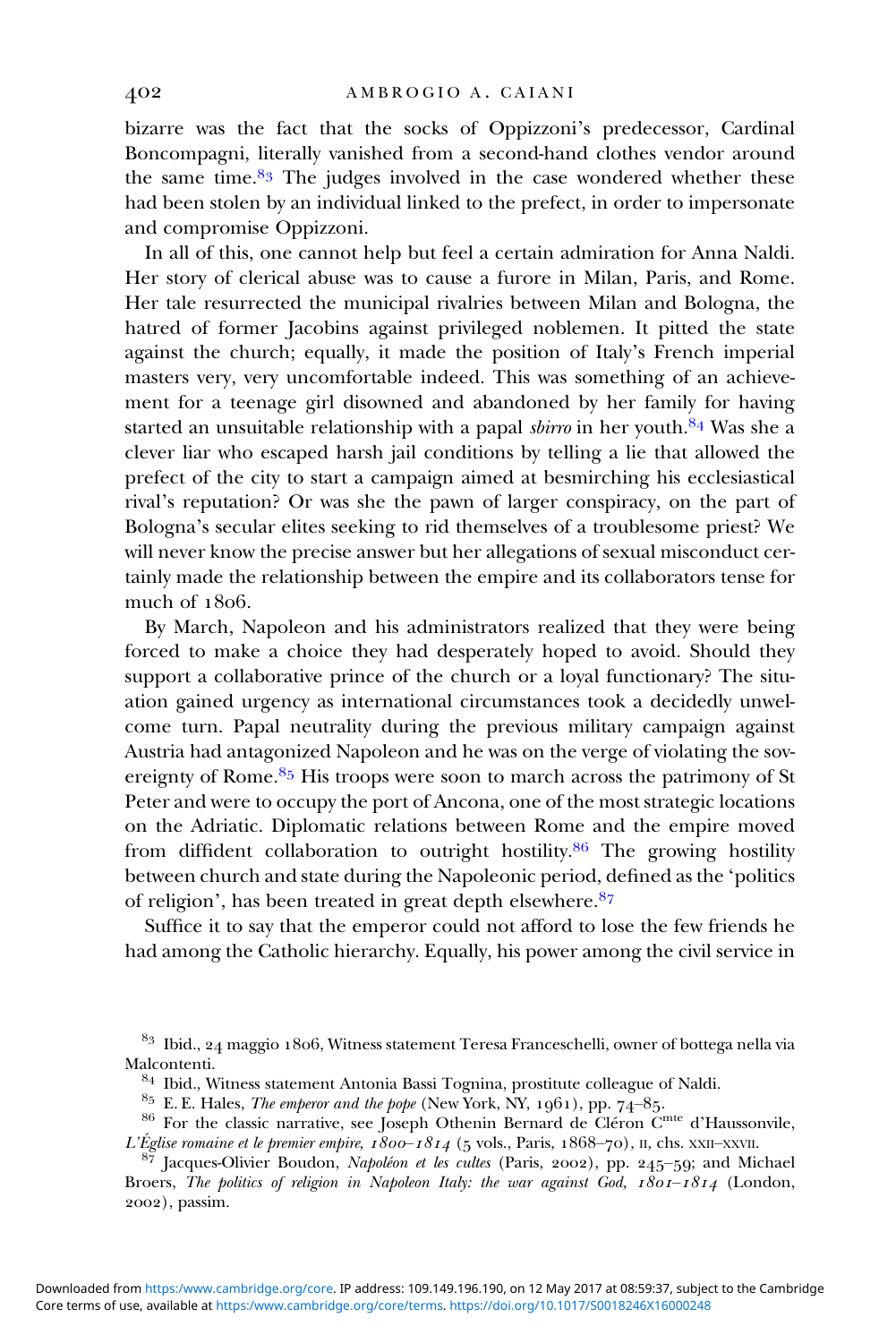bizarre was the fact that the socks of Oppizzoni's predecessor, Cardinal Boncompagni, literally vanished from a second-hand clothes vendor around the same time.[83] The judges involved in the case wondered whether these had been stolen by an individual linked to the prefect, in order to impersonate and compromise Oppizzoni.

In all of this, one cannot help but feel a certain admiration for Anna Naldi. Her story of clerical abuse was to cause a furore in Milan, Paris, and Rome. Her tale resurrected the municipal rivalries between Milan and Bologna, the hatred of former Jacobins against privileged noblemen. It pitted the state against the church; equally, it made the position of Italy's French imperial masters very, very uncomfortable indeed. This was something of an achievement for a teenage girl disowned and abandoned by her family for having started an unsuitable relationship with a papal *sbirro* in her youth.[84] Was she a clever liar who escaped harsh jail conditions by telling a lie that allowed the prefect of the city to start a campaign aimed at besmirching his ecclesiastical rival's reputation? Or was she the pawn of larger conspiracy, on the part of Bologna's secular elites seeking to rid themselves of a troublesome priest? We will never know the precise answer but her allegations of sexual misconduct certainly made the relationship between the empire and its collaborators tense for much of 1806.

By March, Napoleon and his administrators realized that they were being forced to make a choice they had desperately hoped to avoid. Should they support a collaborative prince of the church or a loyal functionary? The situation gained urgency as international circumstances took a decidedly unwelcome turn. Papal neutrality during the previous military campaign against Austria had antagonized Napoleon and he was on the verge of violating the sovereignty of Rome.[85] His troops were soon to march across the patrimony of St Peter and were to occupy the port of Ancona, one of the most strategic locations on the Adriatic. Diplomatic relations between Rome and the empire moved from diffident collaboration to outright hostility.[86] The growing hostility between church and state during the Napoleonic period, defined as the 'politics of religion', has been treated in great depth elsewhere.[87]

Suffice it to say that the emperor could not afford to lose the few friends he had among the Catholic hierarchy. Equally, his power among the civil service in

---

[83] Ibid., 24 maggio 1806, Witness statement Teresa Franceschelli, owner of bottega nella via Malcontenti.

[84] Ibid., Witness statement Antonia Bassi Tognina, prostitute colleague of Naldi.

[85] E. E. Hales, *The emperor and the pope* (New York, NY, 1961), pp. 74–85.

[86] For the classic narrative, see Joseph Othenin Bernard de Cléron C^mte^ d'Haussonvile, *L'Église romaine et le premier empire, 1800–1814* (5 vols., Paris, 1868–70), II, chs. XXII–XXVII.

[87] Jacques-Olivier Boudon, *Napoléon et les cultes* (Paris, 2002), pp. 245–59; and Michael Broers, *The politics of religion in Napoleon Italy: the war against God, 1801–1814* (London, 2002), passim.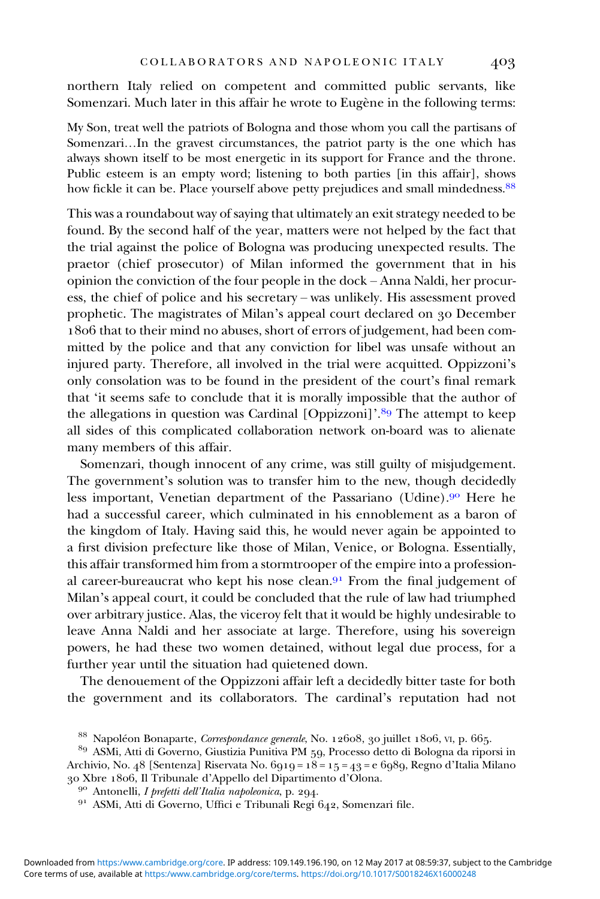northern Italy relied on competent and committed public servants, like Somenzari. Much later in this affair he wrote to Eugène in the following terms:

> My Son, treat well the patriots of Bologna and those whom you call the partisans of Somenzari…In the gravest circumstances, the patriot party is the one which has always shown itself to be most energetic in its support for France and the throne. Public esteem is an empty word; listening to both parties [in this affair], shows how fickle it can be. Place yourself above petty prejudices and small mindedness.[88]

This was a roundabout way of saying that ultimately an exit strategy needed to be found. By the second half of the year, matters were not helped by the fact that the trial against the police of Bologna was producing unexpected results. The praetor (chief prosecutor) of Milan informed the government that in his opinion the conviction of the four people in the dock – Anna Naldi, her procuress, the chief of police and his secretary – was unlikely. His assessment proved prophetic. The magistrates of Milan's appeal court declared on 30 December 1806 that to their mind no abuses, short of errors of judgement, had been committed by the police and that any conviction for libel was unsafe without an injured party. Therefore, all involved in the trial were acquitted. Oppizzoni's only consolation was to be found in the president of the court's final remark that 'it seems safe to conclude that it is morally impossible that the author of the allegations in question was Cardinal [Oppizzoni]'.[89] The attempt to keep all sides of this complicated collaboration network on-board was to alienate many members of this affair.

Somenzari, though innocent of any crime, was still guilty of misjudgement. The government's solution was to transfer him to the new, though decidedly less important, Venetian department of the Passariano (Udine).[90] Here he had a successful career, which culminated in his ennoblement as a baron of the kingdom of Italy. Having said this, he would never again be appointed to a first division prefecture like those of Milan, Venice, or Bologna. Essentially, this affair transformed him from a stormtrooper of the empire into a professional career-bureaucrat who kept his nose clean.[91] From the final judgement of Milan's appeal court, it could be concluded that the rule of law had triumphed over arbitrary justice. Alas, the viceroy felt that it would be highly undesirable to leave Anna Naldi and her associate at large. Therefore, using his sovereign powers, he had these two women detained, without legal due process, for a further year until the situation had quietened down.

The denouement of the Oppizzoni affair left a decidedly bitter taste for both the government and its collaborators. The cardinal's reputation had not

[88] Napoléon Bonaparte, *Correspondance generale*, No. 12608, 30 juillet 1806, VI, p. 665.

[89] ASMi, Atti di Governo, Giustizia Punitiva PM 59, Processo detto di Bologna da riporsi in Archivio, No. 48 [Sentenza] Riservata No. 6919 = 18 = 15 = 43 = e 6989, Regno d'Italia Milano 30 Xbre 1806, Il Tribunale d'Appello del Dipartimento d'Olona.

[90] Antonelli, *I prefetti dell'Italia napoleonica*, p. 294.

[91] ASMi, Atti di Governo, Uffici e Tribunali Regi 642, Somenzari file.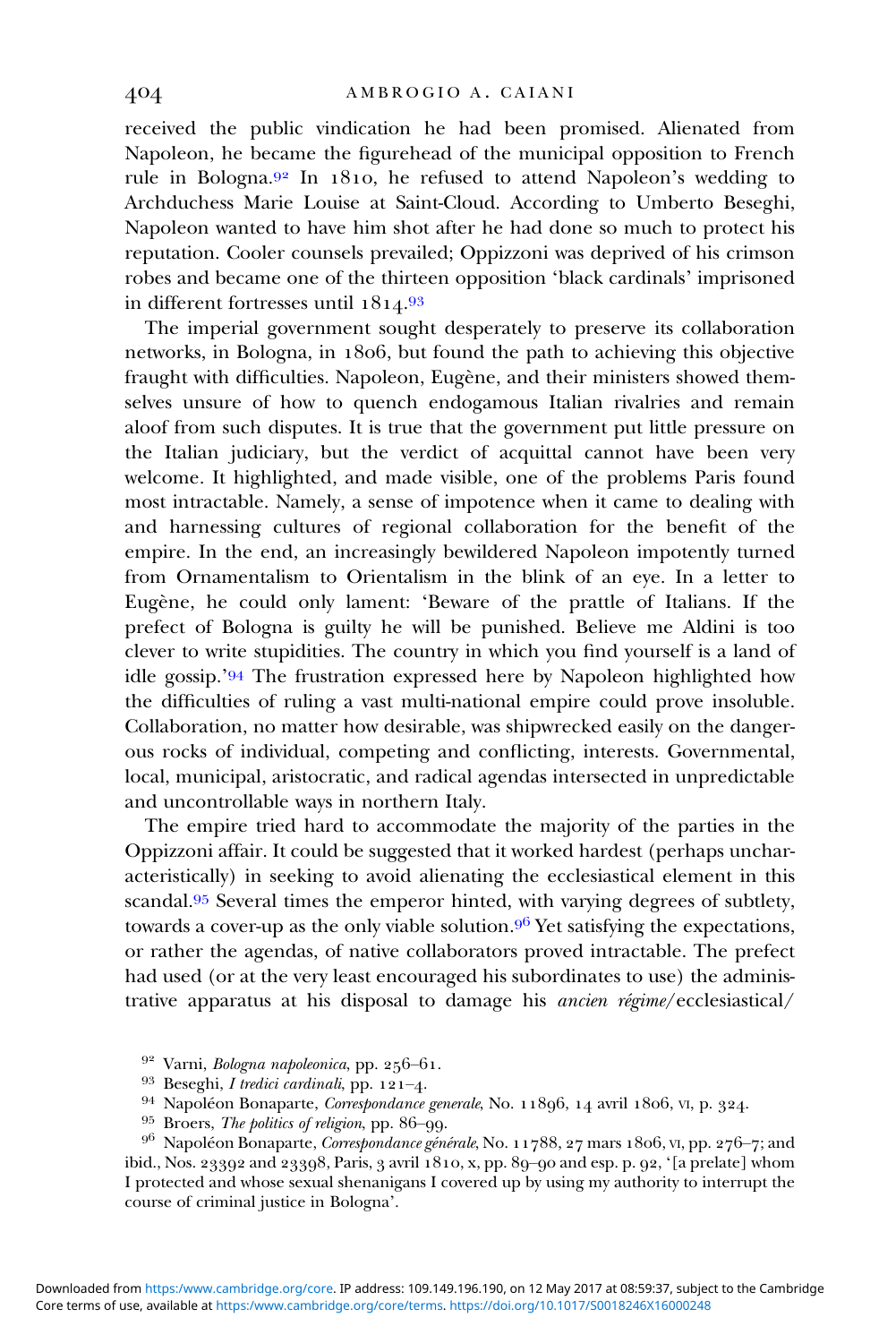received the public vindication he had been promised. Alienated from Napoleon, he became the figurehead of the municipal opposition to French rule in Bologna.[92] In 1810, he refused to attend Napoleon's wedding to Archduchess Marie Louise at Saint-Cloud. According to Umberto Beseghi, Napoleon wanted to have him shot after he had done so much to protect his reputation. Cooler counsels prevailed; Oppizzoni was deprived of his crimson robes and became one of the thirteen opposition 'black cardinals' imprisoned in different fortresses until 1814.[93]

The imperial government sought desperately to preserve its collaboration networks, in Bologna, in 1806, but found the path to achieving this objective fraught with difficulties. Napoleon, Eugène, and their ministers showed themselves unsure of how to quench endogamous Italian rivalries and remain aloof from such disputes. It is true that the government put little pressure on the Italian judiciary, but the verdict of acquittal cannot have been very welcome. It highlighted, and made visible, one of the problems Paris found most intractable. Namely, a sense of impotence when it came to dealing with and harnessing cultures of regional collaboration for the benefit of the empire. In the end, an increasingly bewildered Napoleon impotently turned from Ornamentalism to Orientalism in the blink of an eye. In a letter to Eugène, he could only lament: 'Beware of the prattle of Italians. If the prefect of Bologna is guilty he will be punished. Believe me Aldini is too clever to write stupidities. The country in which you find yourself is a land of idle gossip.'[94] The frustration expressed here by Napoleon highlighted how the difficulties of ruling a vast multi-national empire could prove insoluble. Collaboration, no matter how desirable, was shipwrecked easily on the dangerous rocks of individual, competing and conflicting, interests. Governmental, local, municipal, aristocratic, and radical agendas intersected in unpredictable and uncontrollable ways in northern Italy.

The empire tried hard to accommodate the majority of the parties in the Oppizzoni affair. It could be suggested that it worked hardest (perhaps uncharacteristically) in seeking to avoid alienating the ecclesiastical element in this scandal.[95] Several times the emperor hinted, with varying degrees of subtlety, towards a cover-up as the only viable solution.[96] Yet satisfying the expectations, or rather the agendas, of native collaborators proved intractable. The prefect had used (or at the very least encouraged his subordinates to use) the administrative apparatus at his disposal to damage his *ancien régime*/ecclesiastical/

---

[92] Varni, *Bologna napoleonica*, pp. 256–61.

[93] Beseghi, *I tredici cardinali*, pp. 121–4.

[94] Napoléon Bonaparte, *Correspondance generale*, No. 11896, 14 avril 1806, VI, p. 324.

[95] Broers, *The politics of religion*, pp. 86–99.

[96] Napoléon Bonaparte, *Correspondance générale*, No. 11788, 27 mars 1806, VI, pp. 276–7; and ibid., Nos. 23392 and 23398, Paris, 3 avril 1810, X, pp. 89–90 and esp. p. 92, '[a prelate] whom I protected and whose sexual shenanigans I covered up by using my authority to interrupt the course of criminal justice in Bologna'.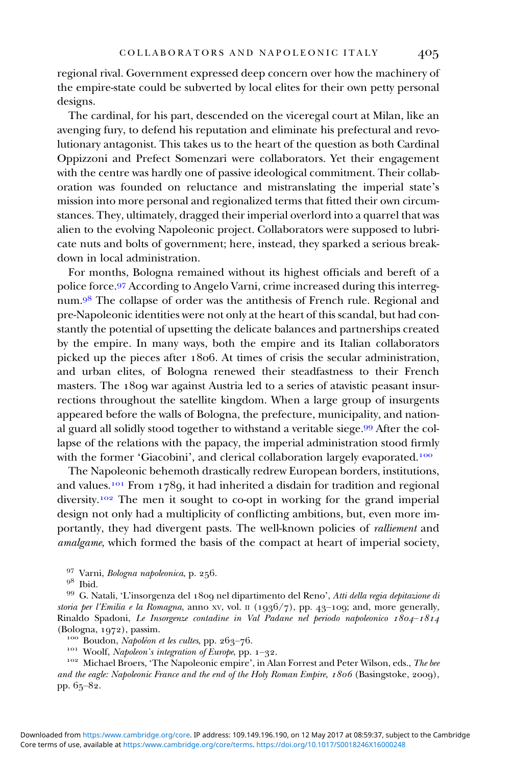regional rival. Government expressed deep concern over how the machinery of the empire-state could be subverted by local elites for their own petty personal designs.

The cardinal, for his part, descended on the viceregal court at Milan, like an avenging fury, to defend his reputation and eliminate his prefectural and revolutionary antagonist. This takes us to the heart of the question as both Cardinal Oppizzoni and Prefect Somenzari were collaborators. Yet their engagement with the centre was hardly one of passive ideological commitment. Their collaboration was founded on reluctance and mistranslating the imperial state's mission into more personal and regionalized terms that fitted their own circumstances. They, ultimately, dragged their imperial overlord into a quarrel that was alien to the evolving Napoleonic project. Collaborators were supposed to lubricate nuts and bolts of government; here, instead, they sparked a serious breakdown in local administration.

For months, Bologna remained without its highest officials and bereft of a police force.[97] According to Angelo Varni, crime increased during this interregnum.[98] The collapse of order was the antithesis of French rule. Regional and pre-Napoleonic identities were not only at the heart of this scandal, but had constantly the potential of upsetting the delicate balances and partnerships created by the empire. In many ways, both the empire and its Italian collaborators picked up the pieces after 1806. At times of crisis the secular administration, and urban elites, of Bologna renewed their steadfastness to their French masters. The 1809 war against Austria led to a series of atavistic peasant insurrections throughout the satellite kingdom. When a large group of insurgents appeared before the walls of Bologna, the prefecture, municipality, and national guard all solidly stood together to withstand a veritable siege.[99] After the collapse of the relations with the papacy, the imperial administration stood firmly with the former 'Giacobini', and clerical collaboration largely evaporated.[100]

The Napoleonic behemoth drastically redrew European borders, institutions, and values.[101] From 1789, it had inherited a disdain for tradition and regional diversity.[102] The men it sought to co-opt in working for the grand imperial design not only had a multiplicity of conflicting ambitions, but, even more importantly, they had divergent pasts. The well-known policies of *ralliement* and *amalgame*, which formed the basis of the compact at heart of imperial society,

[97] Varni, *Bologna napoleonica*, p. 256.

[98] Ibid.

[99] G. Natali, 'L'insorgenza del 1809 nel dipartimento del Reno', *Atti della regia depitazione di storia per l'Emilia e la Romagna*, anno XV, vol. II (1936/7), pp. 43–109; and, more generally, Rinaldo Spadoni, *Le Insorgenze contadine in Val Padane nel periodo napoleonico 1804–1814* (Bologna, 1972), passim.

[100] Boudon, *Napoléon et les cultes*, pp. 263–76.

[101] Woolf, *Napoleon's integration of Europe*, pp. 1–32.

[102] Michael Broers, 'The Napoleonic empire', in Alan Forrest and Peter Wilson, eds., *The bee and the eagle: Napoleonic France and the end of the Holy Roman Empire, 1806* (Basingstoke, 2009), pp. 65–82.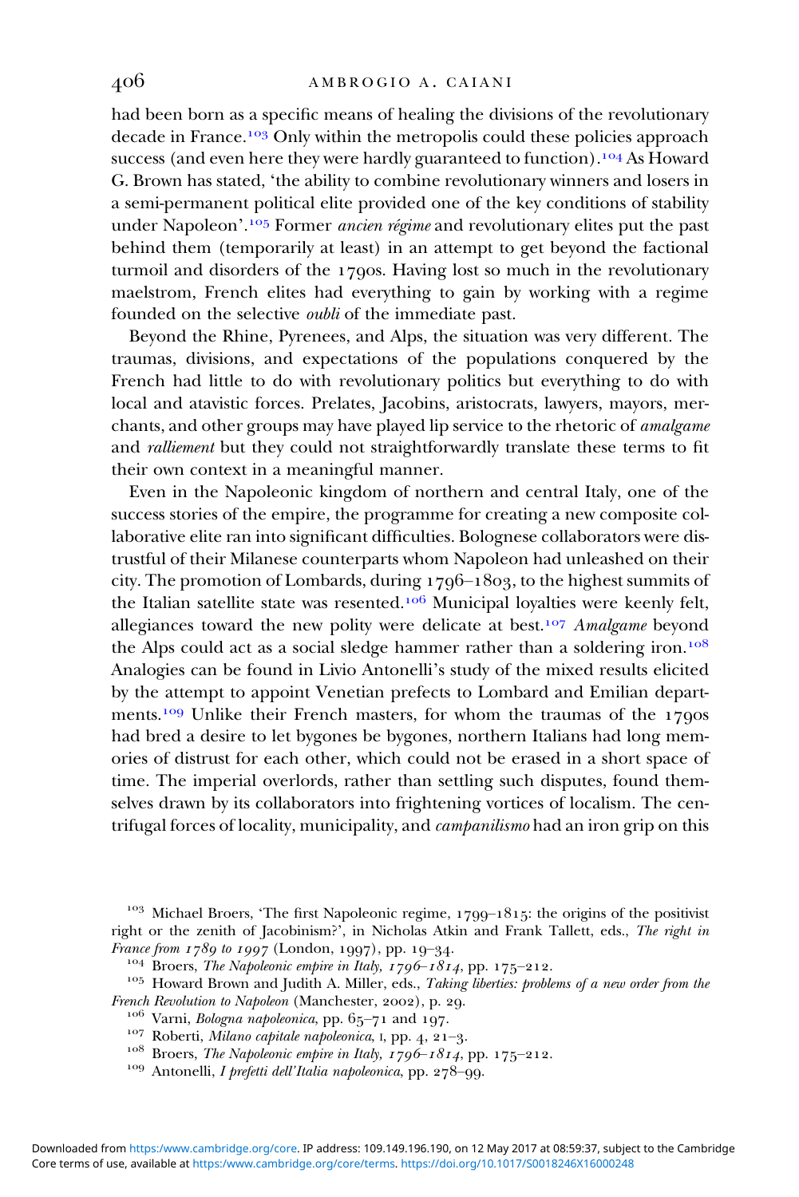had been born as a specific means of healing the divisions of the revolutionary decade in France.[103] Only within the metropolis could these policies approach success (and even here they were hardly guaranteed to function).[104] As Howard G. Brown has stated, 'the ability to combine revolutionary winners and losers in a semi-permanent political elite provided one of the key conditions of stability under Napoleon'.[105] Former *ancien régime* and revolutionary elites put the past behind them (temporarily at least) in an attempt to get beyond the factional turmoil and disorders of the 1790s. Having lost so much in the revolutionary maelstrom, French elites had everything to gain by working with a regime founded on the selective *oubli* of the immediate past.

Beyond the Rhine, Pyrenees, and Alps, the situation was very different. The traumas, divisions, and expectations of the populations conquered by the French had little to do with revolutionary politics but everything to do with local and atavistic forces. Prelates, Jacobins, aristocrats, lawyers, mayors, merchants, and other groups may have played lip service to the rhetoric of *amalgame* and *ralliement* but they could not straightforwardly translate these terms to fit their own context in a meaningful manner.

Even in the Napoleonic kingdom of northern and central Italy, one of the success stories of the empire, the programme for creating a new composite collaborative elite ran into significant difficulties. Bolognese collaborators were distrustful of their Milanese counterparts whom Napoleon had unleashed on their city. The promotion of Lombards, during 1796–1803, to the highest summits of the Italian satellite state was resented.[106] Municipal loyalties were keenly felt, allegiances toward the new polity were delicate at best.[107] *Amalgame* beyond the Alps could act as a social sledge hammer rather than a soldering iron.[108] Analogies can be found in Livio Antonelli's study of the mixed results elicited by the attempt to appoint Venetian prefects to Lombard and Emilian departments.[109] Unlike their French masters, for whom the traumas of the 1790s had bred a desire to let bygones be bygones, northern Italians had long memories of distrust for each other, which could not be erased in a short space of time. The imperial overlords, rather than settling such disputes, found themselves drawn by its collaborators into frightening vortices of localism. The centrifugal forces of locality, municipality, and *campanilismo* had an iron grip on this

[103] Michael Broers, 'The first Napoleonic regime, 1799–1815: the origins of the positivist right or the zenith of Jacobinism?', in Nicholas Atkin and Frank Tallett, eds., *The right in France from 1789 to 1997* (London, 1997), pp. 19–34.

[104] Broers, *The Napoleonic empire in Italy, 1796–1814*, pp. 175–212.

[105] Howard Brown and Judith A. Miller, eds., *Taking liberties: problems of a new order from the French Revolution to Napoleon* (Manchester, 2002), p. 29.

[106] Varni, *Bologna napoleonica*, pp. 65–71 and 197.

[107] Roberti, *Milano capitale napoleonica*, I, pp. 4, 21–3.

[108] Broers, *The Napoleonic empire in Italy, 1796–1814*, pp. 175–212.

[109] Antonelli, *I prefetti dell'Italia napoleonica*, pp. 278–99.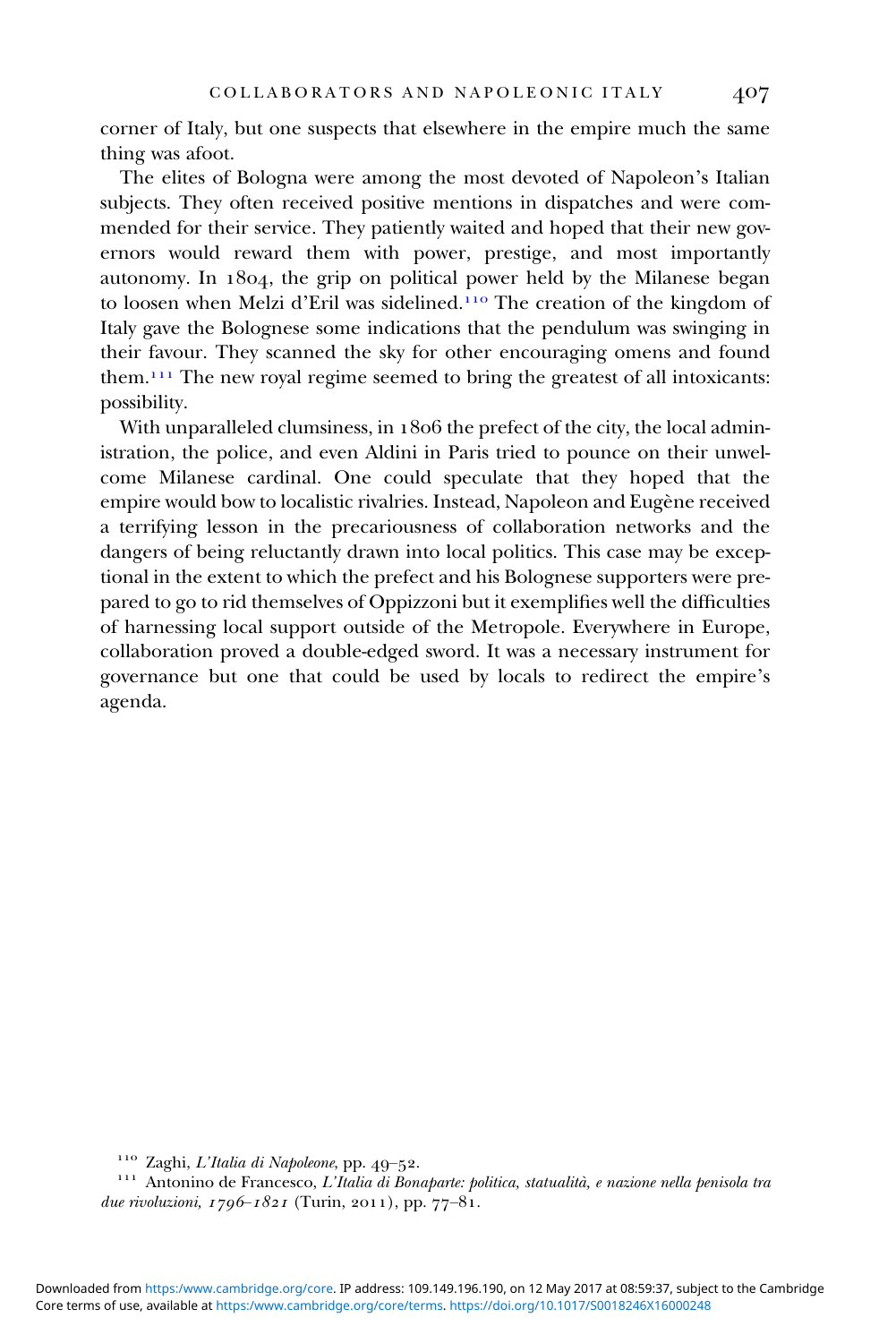corner of Italy, but one suspects that elsewhere in the empire much the same thing was afoot.

The elites of Bologna were among the most devoted of Napoleon's Italian subjects. They often received positive mentions in dispatches and were commended for their service. They patiently waited and hoped that their new governors would reward them with power, prestige, and most importantly autonomy. In 1804, the grip on political power held by the Milanese began to loosen when Melzi d'Eril was sidelined.[110] The creation of the kingdom of Italy gave the Bolognese some indications that the pendulum was swinging in their favour. They scanned the sky for other encouraging omens and found them.[111] The new royal regime seemed to bring the greatest of all intoxicants: possibility.

With unparalleled clumsiness, in 1806 the prefect of the city, the local administration, the police, and even Aldini in Paris tried to pounce on their unwelcome Milanese cardinal. One could speculate that they hoped that the empire would bow to localistic rivalries. Instead, Napoleon and Eugène received a terrifying lesson in the precariousness of collaboration networks and the dangers of being reluctantly drawn into local politics. This case may be exceptional in the extent to which the prefect and his Bolognese supporters were prepared to go to rid themselves of Oppizzoni but it exemplifies well the difficulties of harnessing local support outside of the Metropole. Everywhere in Europe, collaboration proved a double-edged sword. It was a necessary instrument for governance but one that could be used by locals to redirect the empire's agenda.

[110] Zaghi, *L'Italia di Napoleone*, pp. 49–52.

[111] Antonino de Francesco, *L'Italia di Bonaparte: politica, statualità, e nazione nella penisola tra due rivoluzioni, 1796–1821* (Turin, 2011), pp. 77–81.